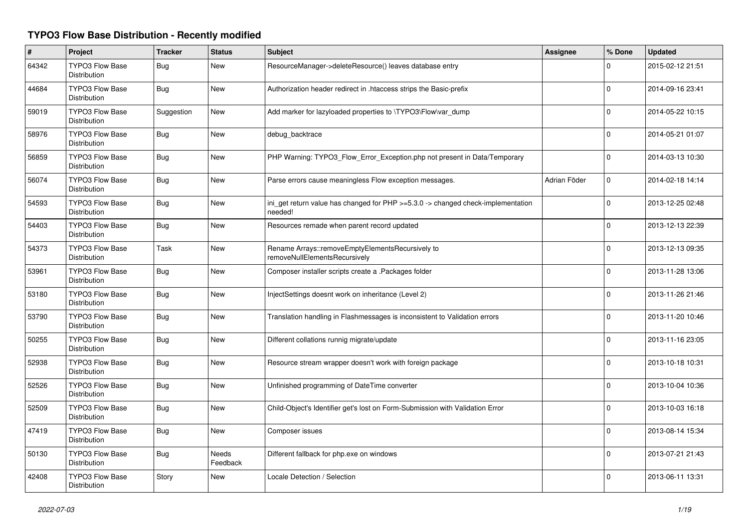# TYPO3 Flow Base Distribution - Recently modified

| # | Project | Tracker | Status | Subject | Assignee | % Done | Updated |
|---|---|---|---|---|---|---|---|
| 64342 | TYPO3 Flow Base Distribution | Bug | New | ResourceManager->deleteResource() leaves database entry | | 0 | 2015-02-12 21:51 |
| 44684 | TYPO3 Flow Base Distribution | Bug | New | Authorization header redirect in .htaccess strips the Basic-prefix | | 0 | 2014-09-16 23:41 |
| 59019 | TYPO3 Flow Base Distribution | Suggestion | New | Add marker for lazyloaded properties to \TYPO3\Flow\var_dump | | 0 | 2014-05-22 10:15 |
| 58976 | TYPO3 Flow Base Distribution | Bug | New | debug_backtrace | | 0 | 2014-05-21 01:07 |
| 56859 | TYPO3 Flow Base Distribution | Bug | New | PHP Warning: TYPO3_Flow_Error_Exception.php not present in Data/Temporary | | 0 | 2014-03-13 10:30 |
| 56074 | TYPO3 Flow Base Distribution | Bug | New | Parse errors cause meaningless Flow exception messages. | Adrian Föder | 0 | 2014-02-18 14:14 |
| 54593 | TYPO3 Flow Base Distribution | Bug | New | ini_get return value has changed for PHP >=5.3.0 -> changed check-implementation needed! | | 0 | 2013-12-25 02:48 |
| 54403 | TYPO3 Flow Base Distribution | Bug | New | Resources remade when parent record updated | | 0 | 2013-12-13 22:39 |
| 54373 | TYPO3 Flow Base Distribution | Task | New | Rename Arrays::removeEmptyElementsRecursively to removeNullElementsRecursively | | 0 | 2013-12-13 09:35 |
| 53961 | TYPO3 Flow Base Distribution | Bug | New | Composer installer scripts create a .Packages folder | | 0 | 2013-11-28 13:06 |
| 53180 | TYPO3 Flow Base Distribution | Bug | New | InjectSettings doesnt work on inheritance (Level 2) | | 0 | 2013-11-26 21:46 |
| 53790 | TYPO3 Flow Base Distribution | Bug | New | Translation handling in Flashmessages is inconsistent to Validation errors | | 0 | 2013-11-20 10:46 |
| 50255 | TYPO3 Flow Base Distribution | Bug | New | Different collations runnig migrate/update | | 0 | 2013-11-16 23:05 |
| 52938 | TYPO3 Flow Base Distribution | Bug | New | Resource stream wrapper doesn't work with foreign package | | 0 | 2013-10-18 10:31 |
| 52526 | TYPO3 Flow Base Distribution | Bug | New | Unfinished programming of DateTime converter | | 0 | 2013-10-04 10:36 |
| 52509 | TYPO3 Flow Base Distribution | Bug | New | Child-Object's Identifier get's lost on Form-Submission with Validation Error | | 0 | 2013-10-03 16:18 |
| 47419 | TYPO3 Flow Base Distribution | Bug | New | Composer issues | | 0 | 2013-08-14 15:34 |
| 50130 | TYPO3 Flow Base Distribution | Bug | Needs Feedback | Different fallback for php.exe on windows | | 0 | 2013-07-21 21:43 |
| 42408 | TYPO3 Flow Base Distribution | Story | New | Locale Detection / Selection | | 0 | 2013-06-11 13:31 |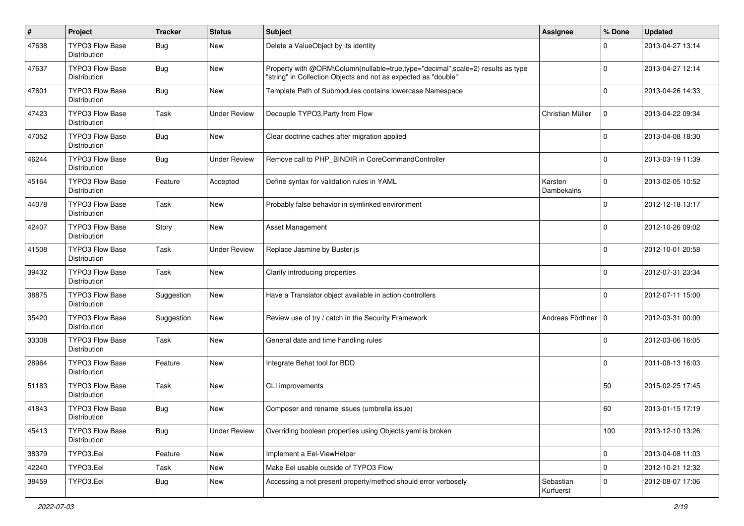| # | Project | Tracker | Status | Subject | Assignee | % Done | Updated |
| --- | --- | --- | --- | --- | --- | --- | --- |
| 47638 | TYPO3 Flow Base Distribution | Bug | New | Delete a ValueObject by its identity | | 0 | 2013-04-27 13:14 |
| 47637 | TYPO3 Flow Base Distribution | Bug | New | Property with @ORM\Column(nullable=true,type="decimal",scale=2) results as type "string" in Collection Objects and not as expected as "double" | | 0 | 2013-04-27 12:14 |
| 47601 | TYPO3 Flow Base Distribution | Bug | New | Template Path of Submodules contains lowercase Namespace | | 0 | 2013-04-26 14:33 |
| 47423 | TYPO3 Flow Base Distribution | Task | Under Review | Decouple TYPO3.Party from Flow | Christian Müller | 0 | 2013-04-22 09:34 |
| 47052 | TYPO3 Flow Base Distribution | Bug | New | Clear doctrine caches after migration applied | | 0 | 2013-04-08 18:30 |
| 46244 | TYPO3 Flow Base Distribution | Bug | Under Review | Remove call to PHP_BINDIR in CoreCommandController | | 0 | 2013-03-19 11:39 |
| 45164 | TYPO3 Flow Base Distribution | Feature | Accepted | Define syntax for validation rules in YAML | Karsten Dambekalns | 0 | 2013-02-05 10:52 |
| 44078 | TYPO3 Flow Base Distribution | Task | New | Probably false behavior in symlinked environment | | 0 | 2012-12-18 13:17 |
| 42407 | TYPO3 Flow Base Distribution | Story | New | Asset Management | | 0 | 2012-10-26 09:02 |
| 41508 | TYPO3 Flow Base Distribution | Task | Under Review | Replace Jasmine by Buster.js | | 0 | 2012-10-01 20:58 |
| 39432 | TYPO3 Flow Base Distribution | Task | New | Clarify introducing properties | | 0 | 2012-07-31 23:34 |
| 38875 | TYPO3 Flow Base Distribution | Suggestion | New | Have a Translator object available in action controllers | | 0 | 2012-07-11 15:00 |
| 35420 | TYPO3 Flow Base Distribution | Suggestion | New | Review use of try / catch in the Security Framework | Andreas Förthner | 0 | 2012-03-31 00:00 |
| 33308 | TYPO3 Flow Base Distribution | Task | New | General date and time handling rules | | 0 | 2012-03-06 16:05 |
| 28964 | TYPO3 Flow Base Distribution | Feature | New | Integrate Behat tool for BDD | | 0 | 2011-08-13 16:03 |
| 51183 | TYPO3 Flow Base Distribution | Task | New | CLI improvements | | 50 | 2015-02-25 17:45 |
| 41843 | TYPO3 Flow Base Distribution | Bug | New | Composer and rename issues (umbrella issue) | | 60 | 2013-01-15 17:19 |
| 45413 | TYPO3 Flow Base Distribution | Bug | Under Review | Overriding boolean properties using Objects.yaml is broken | | 100 | 2013-12-10 13:26 |
| 38379 | TYPO3.Eel | Feature | New | Implement a Eel-ViewHelper | | 0 | 2013-04-08 11:03 |
| 42240 | TYPO3.Eel | Task | New | Make Eel usable outside of TYPO3 Flow | | 0 | 2012-10-21 12:32 |
| 38459 | TYPO3.Eel | Bug | New | Accessing a not present property/method should error verbosely | Sebastian Kurfuerst | 0 | 2012-08-07 17:06 |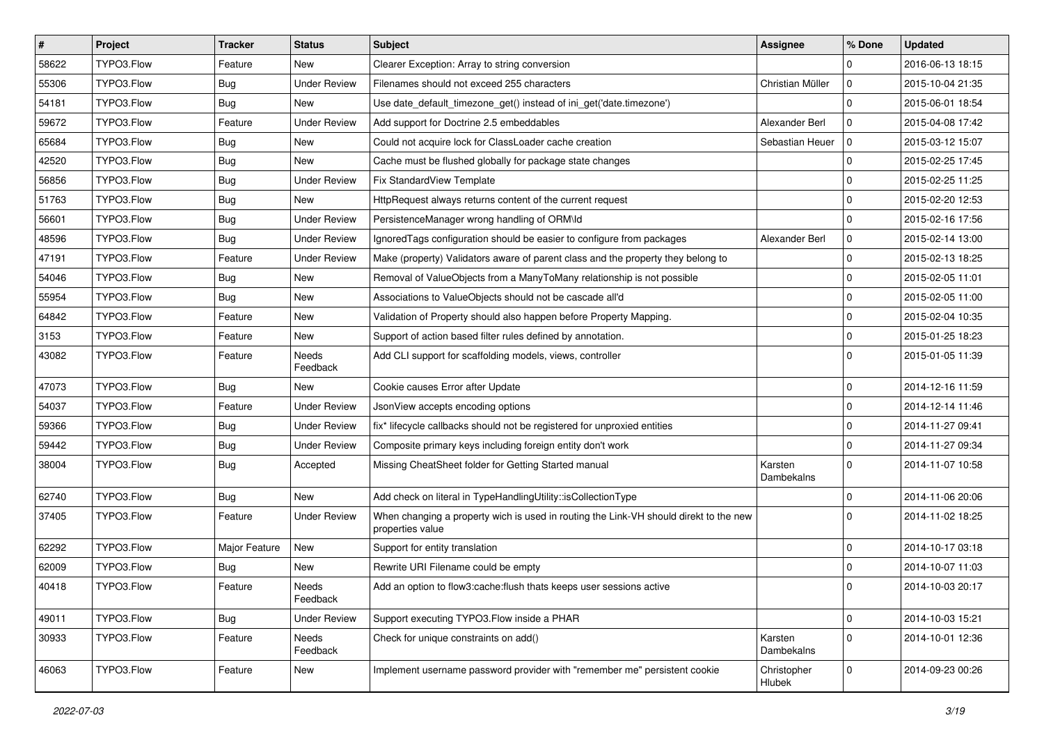| # | Project | Tracker | Status | Subject | Assignee | % Done | Updated |
|---|---|---|---|---|---|---|---|
| 58622 | TYPO3.Flow | Feature | New | Clearer Exception: Array to string conversion | | 0 | 2016-06-13 18:15 |
| 55306 | TYPO3.Flow | Bug | Under Review | Filenames should not exceed 255 characters | Christian Müller | 0 | 2015-10-04 21:35 |
| 54181 | TYPO3.Flow | Bug | New | Use date_default_timezone_get() instead of ini_get('date.timezone') | | 0 | 2015-06-01 18:54 |
| 59672 | TYPO3.Flow | Feature | Under Review | Add support for Doctrine 2.5 embeddables | Alexander Berl | 0 | 2015-04-08 17:42 |
| 65684 | TYPO3.Flow | Bug | New | Could not acquire lock for ClassLoader cache creation | Sebastian Heuer | 0 | 2015-03-12 15:07 |
| 42520 | TYPO3.Flow | Bug | New | Cache must be flushed globally for package state changes | | 0 | 2015-02-25 17:45 |
| 56856 | TYPO3.Flow | Bug | Under Review | Fix StandardView Template | | 0 | 2015-02-25 11:25 |
| 51763 | TYPO3.Flow | Bug | New | HttpRequest always returns content of the current request | | 0 | 2015-02-20 12:53 |
| 56601 | TYPO3.Flow | Bug | Under Review | PersistenceManager wrong handling of ORM\Id | | 0 | 2015-02-16 17:56 |
| 48596 | TYPO3.Flow | Bug | Under Review | IgnoredTags configuration should be easier to configure from packages | Alexander Berl | 0 | 2015-02-14 13:00 |
| 47191 | TYPO3.Flow | Feature | Under Review | Make (property) Validators aware of parent class and the property they belong to | | 0 | 2015-02-13 18:25 |
| 54046 | TYPO3.Flow | Bug | New | Removal of ValueObjects from a ManyToMany relationship is not possible | | 0 | 2015-02-05 11:01 |
| 55954 | TYPO3.Flow | Bug | New | Associations to ValueObjects should not be cascade all'd | | 0 | 2015-02-05 11:00 |
| 64842 | TYPO3.Flow | Feature | New | Validation of Property should also happen before Property Mapping. | | 0 | 2015-02-04 10:35 |
| 3153 | TYPO3.Flow | Feature | New | Support of action based filter rules defined by annotation. | | 0 | 2015-01-25 18:23 |
| 43082 | TYPO3.Flow | Feature | Needs Feedback | Add CLI support for scaffolding models, views, controller | | 0 | 2015-01-05 11:39 |
| 47073 | TYPO3.Flow | Bug | New | Cookie causes Error after Update | | 0 | 2014-12-16 11:59 |
| 54037 | TYPO3.Flow | Feature | Under Review | JsonView accepts encoding options | | 0 | 2014-12-14 11:46 |
| 59366 | TYPO3.Flow | Bug | Under Review | fix* lifecycle callbacks should not be registered for unproxied entities | | 0 | 2014-11-27 09:41 |
| 59442 | TYPO3.Flow | Bug | Under Review | Composite primary keys including foreign entity don't work | | 0 | 2014-11-27 09:34 |
| 38004 | TYPO3.Flow | Bug | Accepted | Missing CheatSheet folder for Getting Started manual | Karsten Dambekalns | 0 | 2014-11-07 10:58 |
| 62740 | TYPO3.Flow | Bug | New | Add check on literal in TypeHandlingUtility::isCollectionType | | 0 | 2014-11-06 20:06 |
| 37405 | TYPO3.Flow | Feature | Under Review | When changing a property wich is used in routing the Link-VH should direkt to the new properties value | | 0 | 2014-11-02 18:25 |
| 62292 | TYPO3.Flow | Major Feature | New | Support for entity translation | | 0 | 2014-10-17 03:18 |
| 62009 | TYPO3.Flow | Bug | New | Rewrite URI Filename could be empty | | 0 | 2014-10-07 11:03 |
| 40418 | TYPO3.Flow | Feature | Needs Feedback | Add an option to flow3:cache:flush thats keeps user sessions active | | 0 | 2014-10-03 20:17 |
| 49011 | TYPO3.Flow | Bug | Under Review | Support executing TYPO3.Flow inside a PHAR | | 0 | 2014-10-03 15:21 |
| 30933 | TYPO3.Flow | Feature | Needs Feedback | Check for unique constraints on add() | Karsten Dambekalns | 0 | 2014-10-01 12:36 |
| 46063 | TYPO3.Flow | Feature | New | Implement username password provider with "remember me" persistent cookie | Christopher Hlubek | 0 | 2014-09-23 00:26 |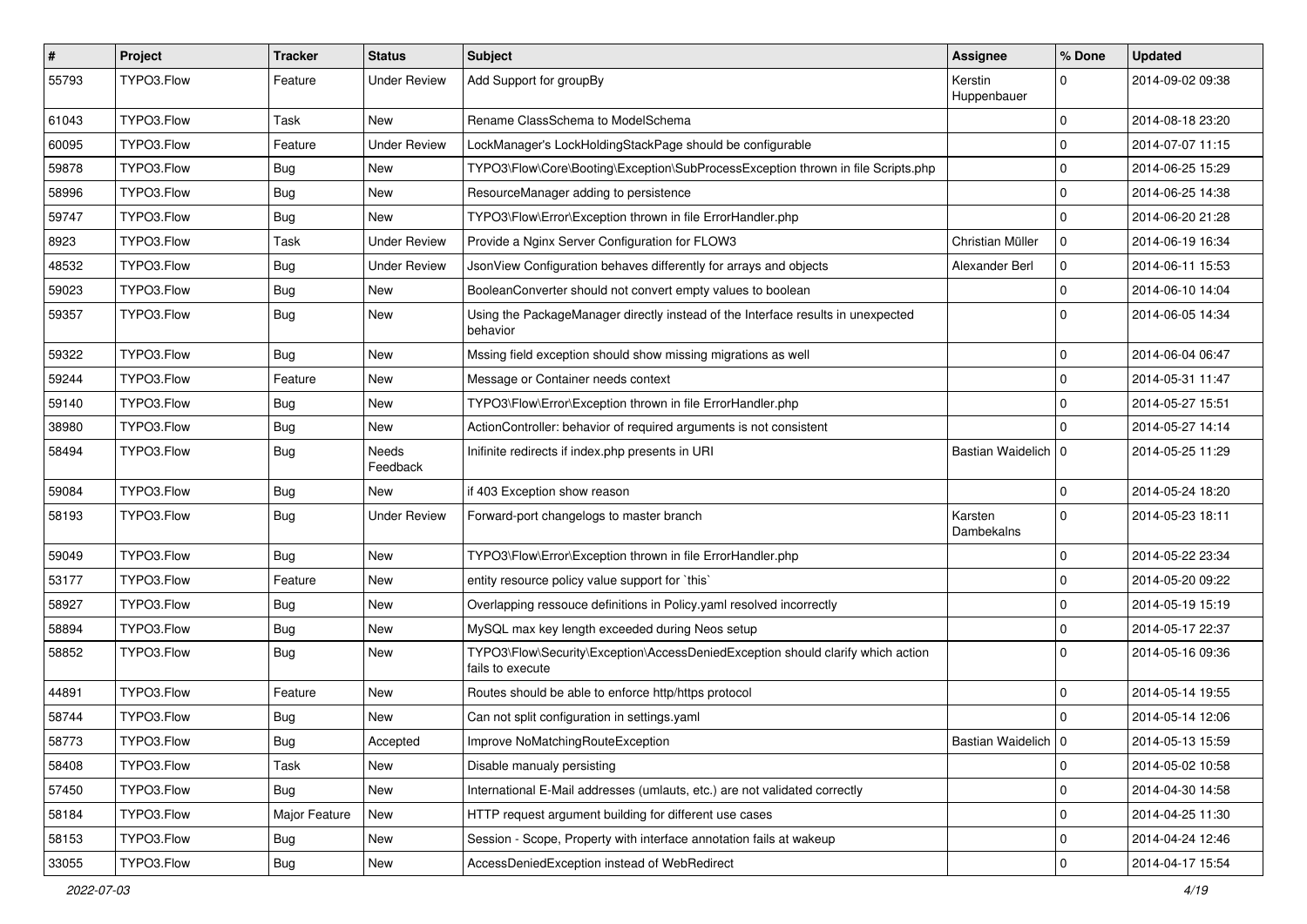| # | Project | Tracker | Status | Subject | Assignee | % Done | Updated |
| --- | --- | --- | --- | --- | --- | --- | --- |
| 55793 | TYPO3.Flow | Feature | Under Review | Add Support for groupBy | Kerstin Huppenbauer | 0 | 2014-09-02 09:38 |
| 61043 | TYPO3.Flow | Task | New | Rename ClassSchema to ModelSchema | | 0 | 2014-08-18 23:20 |
| 60095 | TYPO3.Flow | Feature | Under Review | LockManager's LockHoldingStackPage should be configurable | | 0 | 2014-07-07 11:15 |
| 59878 | TYPO3.Flow | Bug | New | TYPO3\Flow\Core\Booting\Exception\SubProcessException thrown in file Scripts.php | | 0 | 2014-06-25 15:29 |
| 58996 | TYPO3.Flow | Bug | New | ResourceManager adding to persistence | | 0 | 2014-06-25 14:38 |
| 59747 | TYPO3.Flow | Bug | New | TYPO3\Flow\Error\Exception thrown in file ErrorHandler.php | | 0 | 2014-06-20 21:28 |
| 8923 | TYPO3.Flow | Task | Under Review | Provide a Nginx Server Configuration for FLOW3 | Christian Müller | 0 | 2014-06-19 16:34 |
| 48532 | TYPO3.Flow | Bug | Under Review | JsonView Configuration behaves differently for arrays and objects | Alexander Berl | 0 | 2014-06-11 15:53 |
| 59023 | TYPO3.Flow | Bug | New | BooleanConverter should not convert empty values to boolean | | 0 | 2014-06-10 14:04 |
| 59357 | TYPO3.Flow | Bug | New | Using the PackageManager directly instead of the Interface results in unexpected behavior | | 0 | 2014-06-05 14:34 |
| 59322 | TYPO3.Flow | Bug | New | Mssing field exception should show missing migrations as well | | 0 | 2014-06-04 06:47 |
| 59244 | TYPO3.Flow | Feature | New | Message or Container needs context | | 0 | 2014-05-31 11:47 |
| 59140 | TYPO3.Flow | Bug | New | TYPO3\Flow\Error\Exception thrown in file ErrorHandler.php | | 0 | 2014-05-27 15:51 |
| 38980 | TYPO3.Flow | Bug | New | ActionController: behavior of required arguments is not consistent | | 0 | 2014-05-27 14:14 |
| 58494 | TYPO3.Flow | Bug | Needs Feedback | Inifinite redirects if index.php presents in URI | Bastian Waidelich | 0 | 2014-05-25 11:29 |
| 59084 | TYPO3.Flow | Bug | New | if 403 Exception show reason | | 0 | 2014-05-24 18:20 |
| 58193 | TYPO3.Flow | Bug | Under Review | Forward-port changelogs to master branch | Karsten Dambekalns | 0 | 2014-05-23 18:11 |
| 59049 | TYPO3.Flow | Bug | New | TYPO3\Flow\Error\Exception thrown in file ErrorHandler.php | | 0 | 2014-05-22 23:34 |
| 53177 | TYPO3.Flow | Feature | New | entity resource policy value support for `this` | | 0 | 2014-05-20 09:22 |
| 58927 | TYPO3.Flow | Bug | New | Overlapping ressouce definitions in Policy.yaml resolved incorrectly | | 0 | 2014-05-19 15:19 |
| 58894 | TYPO3.Flow | Bug | New | MySQL max key length exceeded during Neos setup | | 0 | 2014-05-17 22:37 |
| 58852 | TYPO3.Flow | Bug | New | TYPO3\Flow\Security\Exception\AccessDeniedException should clarify which action fails to execute | | 0 | 2014-05-16 09:36 |
| 44891 | TYPO3.Flow | Feature | New | Routes should be able to enforce http/https protocol | | 0 | 2014-05-14 19:55 |
| 58744 | TYPO3.Flow | Bug | New | Can not split configuration in settings.yaml | | 0 | 2014-05-14 12:06 |
| 58773 | TYPO3.Flow | Bug | Accepted | Improve NoMatchingRouteException | Bastian Waidelich | 0 | 2014-05-13 15:59 |
| 58408 | TYPO3.Flow | Task | New | Disable manualy persisting | | 0 | 2014-05-02 10:58 |
| 57450 | TYPO3.Flow | Bug | New | International E-Mail addresses (umlauts, etc.) are not validated correctly | | 0 | 2014-04-30 14:58 |
| 58184 | TYPO3.Flow | Major Feature | New | HTTP request argument building for different use cases | | 0 | 2014-04-25 11:30 |
| 58153 | TYPO3.Flow | Bug | New | Session - Scope, Property with interface annotation fails at wakeup | | 0 | 2014-04-24 12:46 |
| 33055 | TYPO3.Flow | Bug | New | AccessDeniedException instead of WebRedirect | | 0 | 2014-04-17 15:54 |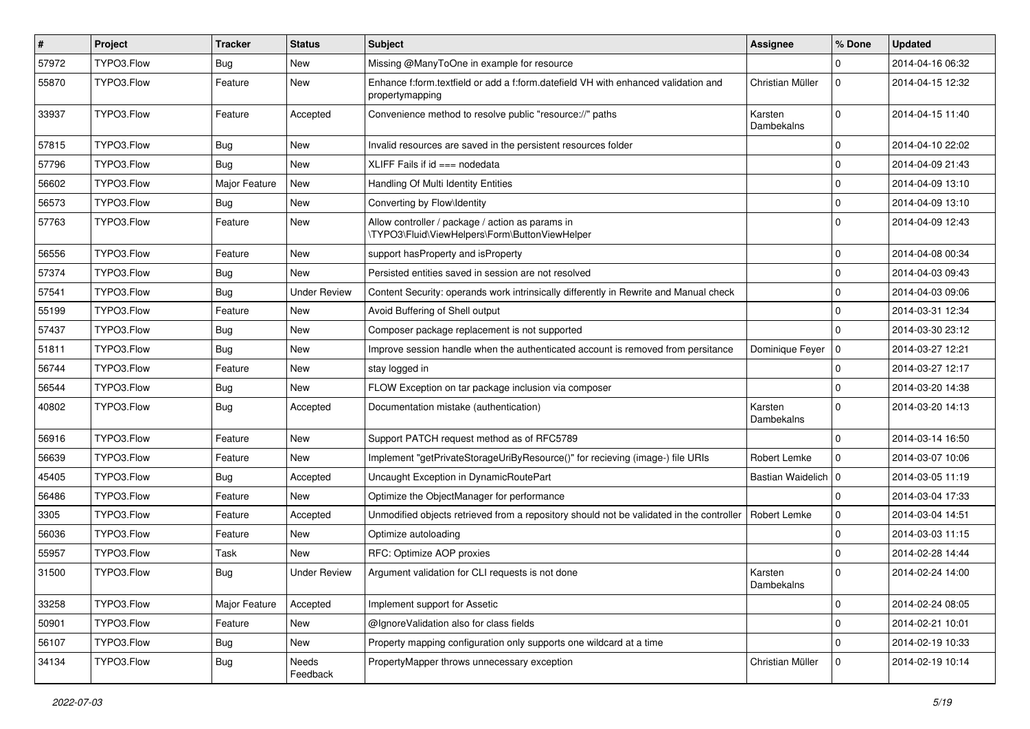| # | Project | Tracker | Status | Subject | Assignee | % Done | Updated |
|---|---|---|---|---|---|---|---|
| 57972 | TYPO3.Flow | Bug | New | Missing @ManyToOne in example for resource | | 0 | 2014-04-16 06:32 |
| 55870 | TYPO3.Flow | Feature | New | Enhance f:form.textfield or add a f:form.datefield VH with enhanced validation and propertymapping | Christian Müller | 0 | 2014-04-15 12:32 |
| 33937 | TYPO3.Flow | Feature | Accepted | Convenience method to resolve public "resource://" paths | Karsten Dambekalns | 0 | 2014-04-15 11:40 |
| 57815 | TYPO3.Flow | Bug | New | Invalid resources are saved in the persistent resources folder | | 0 | 2014-04-10 22:02 |
| 57796 | TYPO3.Flow | Bug | New | XLIFF Fails if id === nodedata | | 0 | 2014-04-09 21:43 |
| 56602 | TYPO3.Flow | Major Feature | New | Handling Of Multi Identity Entities | | 0 | 2014-04-09 13:10 |
| 56573 | TYPO3.Flow | Bug | New | Converting by Flow\Identity | | 0 | 2014-04-09 13:10 |
| 57763 | TYPO3.Flow | Feature | New | Allow controller / package / action as params in \TYPO3\Fluid\ViewHelpers\Form\ButtonViewHelper | | 0 | 2014-04-09 12:43 |
| 56556 | TYPO3.Flow | Feature | New | support hasProperty and isProperty | | 0 | 2014-04-08 00:34 |
| 57374 | TYPO3.Flow | Bug | New | Persisted entities saved in session are not resolved | | 0 | 2014-04-03 09:43 |
| 57541 | TYPO3.Flow | Bug | Under Review | Content Security: operands work intrinsically differently in Rewrite and Manual check | | 0 | 2014-04-03 09:06 |
| 55199 | TYPO3.Flow | Feature | New | Avoid Buffering of Shell output | | 0 | 2014-03-31 12:34 |
| 57437 | TYPO3.Flow | Bug | New | Composer package replacement is not supported | | 0 | 2014-03-30 23:12 |
| 51811 | TYPO3.Flow | Bug | New | Improve session handle when the authenticated account is removed from persitance | Dominique Feyer | 0 | 2014-03-27 12:21 |
| 56744 | TYPO3.Flow | Feature | New | stay logged in | | 0 | 2014-03-27 12:17 |
| 56544 | TYPO3.Flow | Bug | New | FLOW Exception on tar package inclusion via composer | | 0 | 2014-03-20 14:38 |
| 40802 | TYPO3.Flow | Bug | Accepted | Documentation mistake (authentication) | Karsten Dambekalns | 0 | 2014-03-20 14:13 |
| 56916 | TYPO3.Flow | Feature | New | Support PATCH request method as of RFC5789 | | 0 | 2014-03-14 16:50 |
| 56639 | TYPO3.Flow | Feature | New | Implement "getPrivateStorageUriByResource()" for recieving (image-) file URIs | Robert Lemke | 0 | 2014-03-07 10:06 |
| 45405 | TYPO3.Flow | Bug | Accepted | Uncaught Exception in DynamicRoutePart | Bastian Waidelich | 0 | 2014-03-05 11:19 |
| 56486 | TYPO3.Flow | Feature | New | Optimize the ObjectManager for performance | | 0 | 2014-03-04 17:33 |
| 3305 | TYPO3.Flow | Feature | Accepted | Unmodified objects retrieved from a repository should not be validated in the controller | Robert Lemke | 0 | 2014-03-04 14:51 |
| 56036 | TYPO3.Flow | Feature | New | Optimize autoloading | | 0 | 2014-03-03 11:15 |
| 55957 | TYPO3.Flow | Task | New | RFC: Optimize AOP proxies | | 0 | 2014-02-28 14:44 |
| 31500 | TYPO3.Flow | Bug | Under Review | Argument validation for CLI requests is not done | Karsten Dambekalns | 0 | 2014-02-24 14:00 |
| 33258 | TYPO3.Flow | Major Feature | Accepted | Implement support for Assetic | | 0 | 2014-02-24 08:05 |
| 50901 | TYPO3.Flow | Feature | New | @IgnoreValidation also for class fields | | 0 | 2014-02-21 10:01 |
| 56107 | TYPO3.Flow | Bug | New | Property mapping configuration only supports one wildcard at a time | | 0 | 2014-02-19 10:33 |
| 34134 | TYPO3.Flow | Bug | Needs Feedback | PropertyMapper throws unnecessary exception | Christian Müller | 0 | 2014-02-19 10:14 |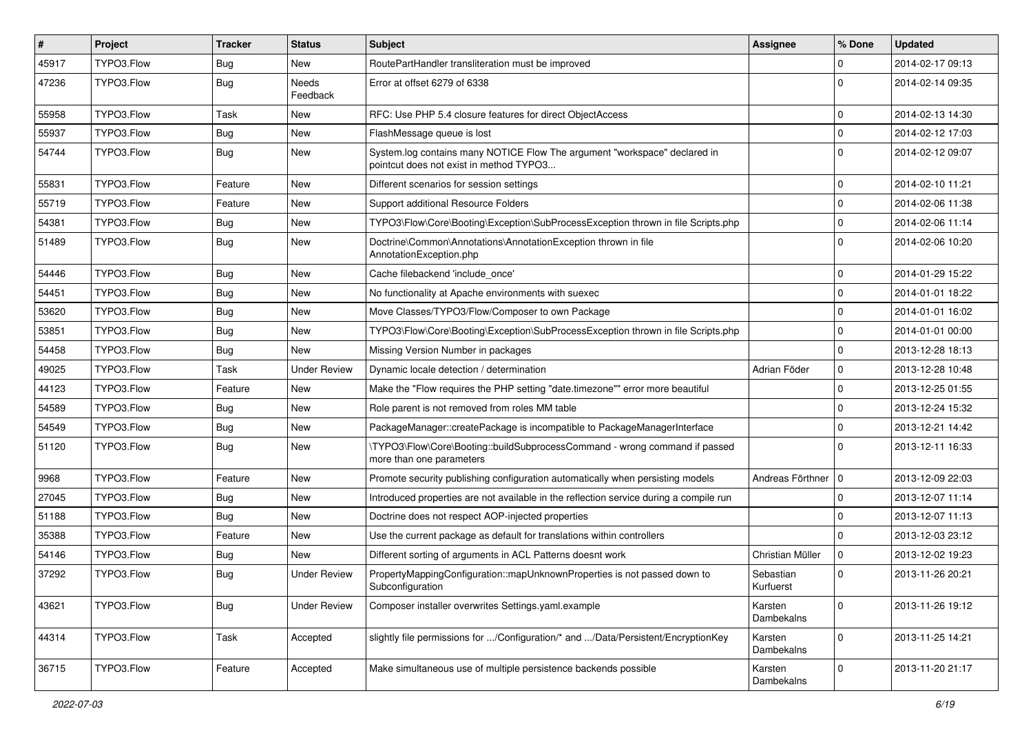| # | Project | Tracker | Status | Subject | Assignee | % Done | Updated |
|---|---|---|---|---|---|---|---|
| 45917 | TYPO3.Flow | Bug | New | RoutePartHandler transliteration must be improved | | 0 | 2014-02-17 09:13 |
| 47236 | TYPO3.Flow | Bug | Needs Feedback | Error at offset 6279 of 6338 | | 0 | 2014-02-14 09:35 |
| 55958 | TYPO3.Flow | Task | New | RFC: Use PHP 5.4 closure features for direct ObjectAccess | | 0 | 2014-02-13 14:30 |
| 55937 | TYPO3.Flow | Bug | New | FlashMessage queue is lost | | 0 | 2014-02-12 17:03 |
| 54744 | TYPO3.Flow | Bug | New | System.log contains many NOTICE Flow The argument "workspace" declared in pointcut does not exist in method TYPO3... | | 0 | 2014-02-12 09:07 |
| 55831 | TYPO3.Flow | Feature | New | Different scenarios for session settings | | 0 | 2014-02-10 11:21 |
| 55719 | TYPO3.Flow | Feature | New | Support additional Resource Folders | | 0 | 2014-02-06 11:38 |
| 54381 | TYPO3.Flow | Bug | New | TYPO3\Flow\Core\Booting\Exception\SubProcessException thrown in file Scripts.php | | 0 | 2014-02-06 11:14 |
| 51489 | TYPO3.Flow | Bug | New | Doctrine\Common\Annotations\AnnotationException thrown in file AnnotationException.php | | 0 | 2014-02-06 10:20 |
| 54446 | TYPO3.Flow | Bug | New | Cache filebackend 'include_once' | | 0 | 2014-01-29 15:22 |
| 54451 | TYPO3.Flow | Bug | New | No functionality at Apache environments with suexec | | 0 | 2014-01-01 18:22 |
| 53620 | TYPO3.Flow | Bug | New | Move Classes/TYPO3/Flow/Composer to own Package | | 0 | 2014-01-01 16:02 |
| 53851 | TYPO3.Flow | Bug | New | TYPO3\Flow\Core\Booting\Exception\SubProcessException thrown in file Scripts.php | | 0 | 2014-01-01 00:00 |
| 54458 | TYPO3.Flow | Bug | New | Missing Version Number in packages | | 0 | 2013-12-28 18:13 |
| 49025 | TYPO3.Flow | Task | Under Review | Dynamic locale detection / determination | Adrian Föder | 0 | 2013-12-28 10:48 |
| 44123 | TYPO3.Flow | Feature | New | Make the "Flow requires the PHP setting "date.timezone"" error more beautiful | | 0 | 2013-12-25 01:55 |
| 54589 | TYPO3.Flow | Bug | New | Role parent is not removed from roles MM table | | 0 | 2013-12-24 15:32 |
| 54549 | TYPO3.Flow | Bug | New | PackageManager::createPackage is incompatible to PackageManagerInterface | | 0 | 2013-12-21 14:42 |
| 51120 | TYPO3.Flow | Bug | New | \TYPO3\Flow\Core\Booting::buildSubprocessCommand - wrong command if passed more than one parameters | | 0 | 2013-12-11 16:33 |
| 9968 | TYPO3.Flow | Feature | New | Promote security publishing configuration automatically when persisting models | Andreas Förthner | 0 | 2013-12-09 22:03 |
| 27045 | TYPO3.Flow | Bug | New | Introduced properties are not available in the reflection service during a compile run | | 0 | 2013-12-07 11:14 |
| 51188 | TYPO3.Flow | Bug | New | Doctrine does not respect AOP-injected properties | | 0 | 2013-12-07 11:13 |
| 35388 | TYPO3.Flow | Feature | New | Use the current package as default for translations within controllers | | 0 | 2013-12-03 23:12 |
| 54146 | TYPO3.Flow | Bug | New | Different sorting of arguments in ACL Patterns doesnt work | Christian Müller | 0 | 2013-12-02 19:23 |
| 37292 | TYPO3.Flow | Bug | Under Review | PropertyMappingConfiguration::mapUnknownProperties is not passed down to Subconfiguration | Sebastian Kurfuerst | 0 | 2013-11-26 20:21 |
| 43621 | TYPO3.Flow | Bug | Under Review | Composer installer overwrites Settings.yaml.example | Karsten Dambekalns | 0 | 2013-11-26 19:12 |
| 44314 | TYPO3.Flow | Task | Accepted | slightly file permissions for .../Configuration/* and .../Data/Persistent/EncryptionKey | Karsten Dambekalns | 0 | 2013-11-25 14:21 |
| 36715 | TYPO3.Flow | Feature | Accepted | Make simultaneous use of multiple persistence backends possible | Karsten Dambekalns | 0 | 2013-11-20 21:17 |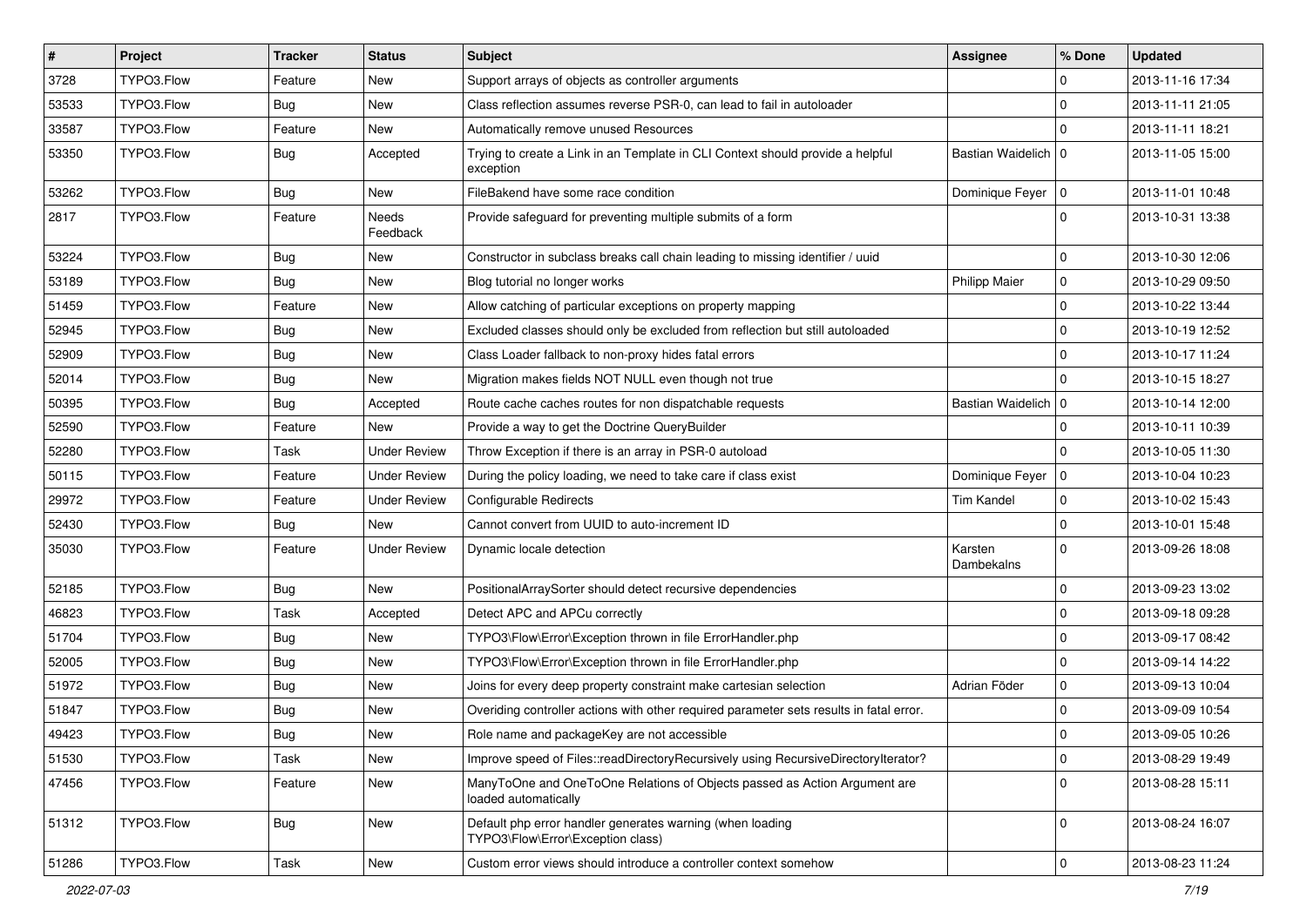| # | Project | Tracker | Status | Subject | Assignee | % Done | Updated |
|---|---|---|---|---|---|---|---|
| 3728 | TYPO3.Flow | Feature | New | Support arrays of objects as controller arguments | | 0 | 2013-11-16 17:34 |
| 53533 | TYPO3.Flow | Bug | New | Class reflection assumes reverse PSR-0, can lead to fail in autoloader | | 0 | 2013-11-11 21:05 |
| 33587 | TYPO3.Flow | Feature | New | Automatically remove unused Resources | | 0 | 2013-11-11 18:21 |
| 53350 | TYPO3.Flow | Bug | Accepted | Trying to create a Link in an Template in CLI Context should provide a helpful exception | Bastian Waidelich | 0 | 2013-11-05 15:00 |
| 53262 | TYPO3.Flow | Bug | New | FileBakend have some race condition | Dominique Feyer | 0 | 2013-11-01 10:48 |
| 2817 | TYPO3.Flow | Feature | Needs Feedback | Provide safeguard for preventing multiple submits of a form | | 0 | 2013-10-31 13:38 |
| 53224 | TYPO3.Flow | Bug | New | Constructor in subclass breaks call chain leading to missing identifier / uuid | | 0 | 2013-10-30 12:06 |
| 53189 | TYPO3.Flow | Bug | New | Blog tutorial no longer works | Philipp Maier | 0 | 2013-10-29 09:50 |
| 51459 | TYPO3.Flow | Feature | New | Allow catching of particular exceptions on property mapping | | 0 | 2013-10-22 13:44 |
| 52945 | TYPO3.Flow | Bug | New | Excluded classes should only be excluded from reflection but still autoloaded | | 0 | 2013-10-19 12:52 |
| 52909 | TYPO3.Flow | Bug | New | Class Loader fallback to non-proxy hides fatal errors | | 0 | 2013-10-17 11:24 |
| 52014 | TYPO3.Flow | Bug | New | Migration makes fields NOT NULL even though not true | | 0 | 2013-10-15 18:27 |
| 50395 | TYPO3.Flow | Bug | Accepted | Route cache caches routes for non dispatchable requests | Bastian Waidelich | 0 | 2013-10-14 12:00 |
| 52590 | TYPO3.Flow | Feature | New | Provide a way to get the Doctrine QueryBuilder | | 0 | 2013-10-11 10:39 |
| 52280 | TYPO3.Flow | Task | Under Review | Throw Exception if there is an array in PSR-0 autoload | | 0 | 2013-10-05 11:30 |
| 50115 | TYPO3.Flow | Feature | Under Review | During the policy loading, we need to take care if class exist | Dominique Feyer | 0 | 2013-10-04 10:23 |
| 29972 | TYPO3.Flow | Feature | Under Review | Configurable Redirects | Tim Kandel | 0 | 2013-10-02 15:43 |
| 52430 | TYPO3.Flow | Bug | New | Cannot convert from UUID to auto-increment ID | | 0 | 2013-10-01 15:48 |
| 35030 | TYPO3.Flow | Feature | Under Review | Dynamic locale detection | Karsten Dambekalns | 0 | 2013-09-26 18:08 |
| 52185 | TYPO3.Flow | Bug | New | PositionalArraySorter should detect recursive dependencies | | 0 | 2013-09-23 13:02 |
| 46823 | TYPO3.Flow | Task | Accepted | Detect APC and APCu correctly | | 0 | 2013-09-18 09:28 |
| 51704 | TYPO3.Flow | Bug | New | TYPO3\Flow\Error\Exception thrown in file ErrorHandler.php | | 0 | 2013-09-17 08:42 |
| 52005 | TYPO3.Flow | Bug | New | TYPO3\Flow\Error\Exception thrown in file ErrorHandler.php | | 0 | 2013-09-14 14:22 |
| 51972 | TYPO3.Flow | Bug | New | Joins for every deep property constraint make cartesian selection | Adrian Föder | 0 | 2013-09-13 10:04 |
| 51847 | TYPO3.Flow | Bug | New | Overiding controller actions with other required parameter sets results in fatal error. | | 0 | 2013-09-09 10:54 |
| 49423 | TYPO3.Flow | Bug | New | Role name and packageKey are not accessible | | 0 | 2013-09-05 10:26 |
| 51530 | TYPO3.Flow | Task | New | Improve speed of Files::readDirectoryRecursively using RecursiveDirectoryIterator? | | 0 | 2013-08-29 19:49 |
| 47456 | TYPO3.Flow | Feature | New | ManyToOne and OneToOne Relations of Objects passed as Action Argument are loaded automatically | | 0 | 2013-08-28 15:11 |
| 51312 | TYPO3.Flow | Bug | New | Default php error handler generates warning (when loading TYPO3\Flow\Error\Exception class) | | 0 | 2013-08-24 16:07 |
| 51286 | TYPO3.Flow | Task | New | Custom error views should introduce a controller context somehow | | 0 | 2013-08-23 11:24 |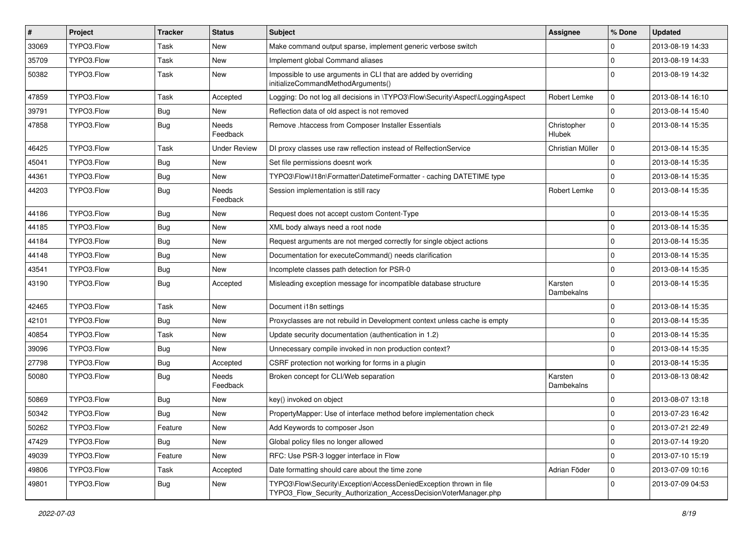| # | Project | Tracker | Status | Subject | Assignee | % Done | Updated |
|---|---|---|---|---|---|---|---|
| 33069 | TYPO3.Flow | Task | New | Make command output sparse, implement generic verbose switch | | 0 | 2013-08-19 14:33 |
| 35709 | TYPO3.Flow | Task | New | Implement global Command aliases | | 0 | 2013-08-19 14:33 |
| 50382 | TYPO3.Flow | Task | New | Impossible to use arguments in CLI that are added by overriding initializeCommandMethodArguments() | | 0 | 2013-08-19 14:32 |
| 47859 | TYPO3.Flow | Task | Accepted | Logging: Do not log all decisions in \TYPO3\Flow\Security\Aspect\LoggingAspect | Robert Lemke | 0 | 2013-08-14 16:10 |
| 39791 | TYPO3.Flow | Bug | New | Reflection data of old aspect is not removed | | 0 | 2013-08-14 15:40 |
| 47858 | TYPO3.Flow | Bug | Needs Feedback | Remove .htaccess from Composer Installer Essentials | Christopher Hlubek | 0 | 2013-08-14 15:35 |
| 46425 | TYPO3.Flow | Task | Under Review | DI proxy classes use raw reflection instead of RelfectionService | Christian Müller | 0 | 2013-08-14 15:35 |
| 45041 | TYPO3.Flow | Bug | New | Set file permissions doesnt work | | 0 | 2013-08-14 15:35 |
| 44361 | TYPO3.Flow | Bug | New | TYPO3\Flow\I18n\Formatter\DatetimeFormatter - caching DATETIME type | | 0 | 2013-08-14 15:35 |
| 44203 | TYPO3.Flow | Bug | Needs Feedback | Session implementation is still racy | Robert Lemke | 0 | 2013-08-14 15:35 |
| 44186 | TYPO3.Flow | Bug | New | Request does not accept custom Content-Type | | 0 | 2013-08-14 15:35 |
| 44185 | TYPO3.Flow | Bug | New | XML body always need a root node | | 0 | 2013-08-14 15:35 |
| 44184 | TYPO3.Flow | Bug | New | Request arguments are not merged correctly for single object actions | | 0 | 2013-08-14 15:35 |
| 44148 | TYPO3.Flow | Bug | New | Documentation for executeCommand() needs clarification | | 0 | 2013-08-14 15:35 |
| 43541 | TYPO3.Flow | Bug | New | Incomplete classes path detection for PSR-0 | | 0 | 2013-08-14 15:35 |
| 43190 | TYPO3.Flow | Bug | Accepted | Misleading exception message for incompatible database structure | Karsten Dambekalns | 0 | 2013-08-14 15:35 |
| 42465 | TYPO3.Flow | Task | New | Document i18n settings | | 0 | 2013-08-14 15:35 |
| 42101 | TYPO3.Flow | Bug | New | Proxyclasses are not rebuild in Development context unless cache is empty | | 0 | 2013-08-14 15:35 |
| 40854 | TYPO3.Flow | Task | New | Update security documentation (authentication in 1.2) | | 0 | 2013-08-14 15:35 |
| 39096 | TYPO3.Flow | Bug | New | Unnecessary compile invoked in non production context? | | 0 | 2013-08-14 15:35 |
| 27798 | TYPO3.Flow | Bug | Accepted | CSRF protection not working for forms in a plugin | | 0 | 2013-08-14 15:35 |
| 50080 | TYPO3.Flow | Bug | Needs Feedback | Broken concept for CLI/Web separation | Karsten Dambekalns | 0 | 2013-08-13 08:42 |
| 50869 | TYPO3.Flow | Bug | New | key() invoked on object | | 0 | 2013-08-07 13:18 |
| 50342 | TYPO3.Flow | Bug | New | PropertyMapper: Use of interface method before implementation check | | 0 | 2013-07-23 16:42 |
| 50262 | TYPO3.Flow | Feature | New | Add Keywords to composer Json | | 0 | 2013-07-21 22:49 |
| 47429 | TYPO3.Flow | Bug | New | Global policy files no longer allowed | | 0 | 2013-07-14 19:20 |
| 49039 | TYPO3.Flow | Feature | New | RFC: Use PSR-3 logger interface in Flow | | 0 | 2013-07-10 15:19 |
| 49806 | TYPO3.Flow | Task | Accepted | Date formatting should care about the time zone | Adrian Föder | 0 | 2013-07-09 10:16 |
| 49801 | TYPO3.Flow | Bug | New | TYPO3\Flow\Security\Exception\AccessDeniedException thrown in file TYPO3_Flow_Security_Authorization_AccessDecisionVoterManager.php | | 0 | 2013-07-09 04:53 |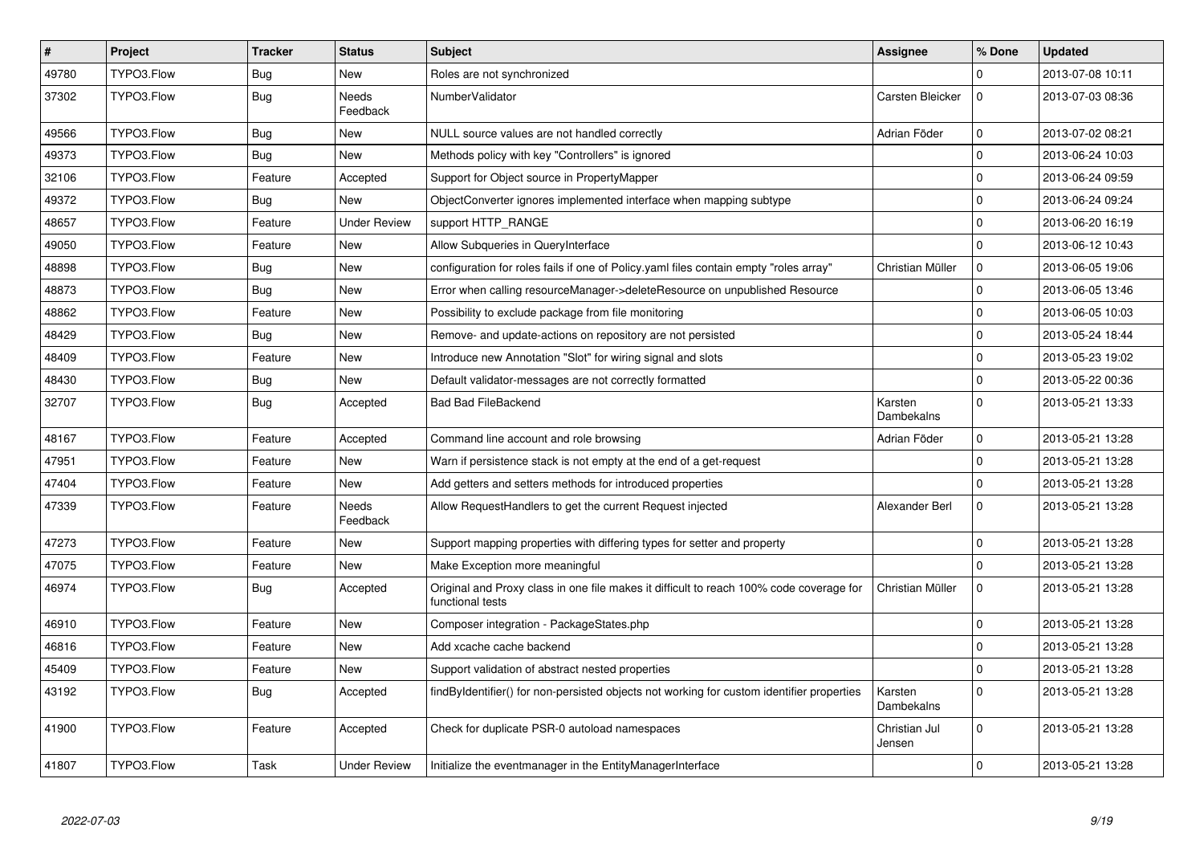| # | Project | Tracker | Status | Subject | Assignee | % Done | Updated |
|---|---|---|---|---|---|---|---|
| 49780 | TYPO3.Flow | Bug | New | Roles are not synchronized | | 0 | 2013-07-08 10:11 |
| 37302 | TYPO3.Flow | Bug | Needs Feedback | NumberValidator | Carsten Bleicker | 0 | 2013-07-03 08:36 |
| 49566 | TYPO3.Flow | Bug | New | NULL source values are not handled correctly | Adrian Föder | 0 | 2013-07-02 08:21 |
| 49373 | TYPO3.Flow | Bug | New | Methods policy with key "Controllers" is ignored | | 0 | 2013-06-24 10:03 |
| 32106 | TYPO3.Flow | Feature | Accepted | Support for Object source in PropertyMapper | | 0 | 2013-06-24 09:59 |
| 49372 | TYPO3.Flow | Bug | New | ObjectConverter ignores implemented interface when mapping subtype | | 0 | 2013-06-24 09:24 |
| 48657 | TYPO3.Flow | Feature | Under Review | support HTTP_RANGE | | 0 | 2013-06-20 16:19 |
| 49050 | TYPO3.Flow | Feature | New | Allow Subqueries in QueryInterface | | 0 | 2013-06-12 10:43 |
| 48898 | TYPO3.Flow | Bug | New | configuration for roles fails if one of Policy.yaml files contain empty "roles array" | Christian Müller | 0 | 2013-06-05 19:06 |
| 48873 | TYPO3.Flow | Bug | New | Error when calling resourceManager->deleteResource on unpublished Resource | | 0 | 2013-06-05 13:46 |
| 48862 | TYPO3.Flow | Feature | New | Possibility to exclude package from file monitoring | | 0 | 2013-06-05 10:03 |
| 48429 | TYPO3.Flow | Bug | New | Remove- and update-actions on repository are not persisted | | 0 | 2013-05-24 18:44 |
| 48409 | TYPO3.Flow | Feature | New | Introduce new Annotation "Slot" for wiring signal and slots | | 0 | 2013-05-23 19:02 |
| 48430 | TYPO3.Flow | Bug | New | Default validator-messages are not correctly formatted | | 0 | 2013-05-22 00:36 |
| 32707 | TYPO3.Flow | Bug | Accepted | Bad Bad FileBackend | Karsten Dambekalns | 0 | 2013-05-21 13:33 |
| 48167 | TYPO3.Flow | Feature | Accepted | Command line account and role browsing | Adrian Föder | 0 | 2013-05-21 13:28 |
| 47951 | TYPO3.Flow | Feature | New | Warn if persistence stack is not empty at the end of a get-request | | 0 | 2013-05-21 13:28 |
| 47404 | TYPO3.Flow | Feature | New | Add getters and setters methods for introduced properties | | 0 | 2013-05-21 13:28 |
| 47339 | TYPO3.Flow | Feature | Needs Feedback | Allow RequestHandlers to get the current Request injected | Alexander Berl | 0 | 2013-05-21 13:28 |
| 47273 | TYPO3.Flow | Feature | New | Support mapping properties with differing types for setter and property | | 0 | 2013-05-21 13:28 |
| 47075 | TYPO3.Flow | Feature | New | Make Exception more meaningful | | 0 | 2013-05-21 13:28 |
| 46974 | TYPO3.Flow | Bug | Accepted | Original and Proxy class in one file makes it difficult to reach 100% code coverage for functional tests | Christian Müller | 0 | 2013-05-21 13:28 |
| 46910 | TYPO3.Flow | Feature | New | Composer integration - PackageStates.php | | 0 | 2013-05-21 13:28 |
| 46816 | TYPO3.Flow | Feature | New | Add xcache cache backend | | 0 | 2013-05-21 13:28 |
| 45409 | TYPO3.Flow | Feature | New | Support validation of abstract nested properties | | 0 | 2013-05-21 13:28 |
| 43192 | TYPO3.Flow | Bug | Accepted | findByIdentifier() for non-persisted objects not working for custom identifier properties | Karsten Dambekalns | 0 | 2013-05-21 13:28 |
| 41900 | TYPO3.Flow | Feature | Accepted | Check for duplicate PSR-0 autoload namespaces | Christian Jul Jensen | 0 | 2013-05-21 13:28 |
| 41807 | TYPO3.Flow | Task | Under Review | Initialize the eventmanager in the EntityManagerInterface | | 0 | 2013-05-21 13:28 |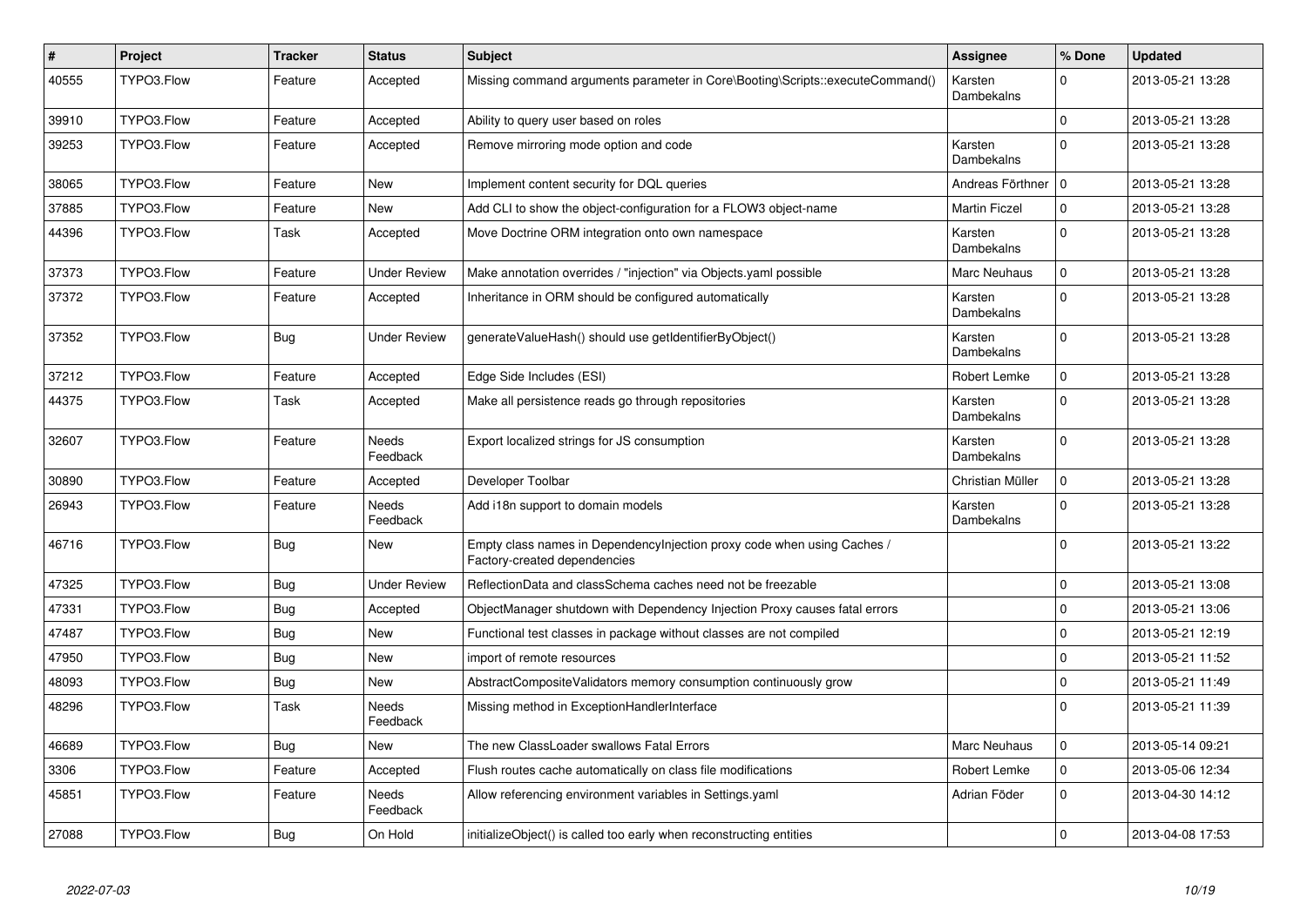| # | Project | Tracker | Status | Subject | Assignee | % Done | Updated |
|---|---|---|---|---|---|---|---|
| 40555 | TYPO3.Flow | Feature | Accepted | Missing command arguments parameter in Core\Booting\Scripts::executeCommand() | Karsten Dambekalns | 0 | 2013-05-21 13:28 |
| 39910 | TYPO3.Flow | Feature | Accepted | Ability to query user based on roles | | 0 | 2013-05-21 13:28 |
| 39253 | TYPO3.Flow | Feature | Accepted | Remove mirroring mode option and code | Karsten Dambekalns | 0 | 2013-05-21 13:28 |
| 38065 | TYPO3.Flow | Feature | New | Implement content security for DQL queries | Andreas Förthner | 0 | 2013-05-21 13:28 |
| 37885 | TYPO3.Flow | Feature | New | Add CLI to show the object-configuration for a FLOW3 object-name | Martin Ficzel | 0 | 2013-05-21 13:28 |
| 44396 | TYPO3.Flow | Task | Accepted | Move Doctrine ORM integration onto own namespace | Karsten Dambekalns | 0 | 2013-05-21 13:28 |
| 37373 | TYPO3.Flow | Feature | Under Review | Make annotation overrides / "injection" via Objects.yaml possible | Marc Neuhaus | 0 | 2013-05-21 13:28 |
| 37372 | TYPO3.Flow | Feature | Accepted | Inheritance in ORM should be configured automatically | Karsten Dambekalns | 0 | 2013-05-21 13:28 |
| 37352 | TYPO3.Flow | Bug | Under Review | generateValueHash() should use getIdentifierByObject() | Karsten Dambekalns | 0 | 2013-05-21 13:28 |
| 37212 | TYPO3.Flow | Feature | Accepted | Edge Side Includes (ESI) | Robert Lemke | 0 | 2013-05-21 13:28 |
| 44375 | TYPO3.Flow | Task | Accepted | Make all persistence reads go through repositories | Karsten Dambekalns | 0 | 2013-05-21 13:28 |
| 32607 | TYPO3.Flow | Feature | Needs Feedback | Export localized strings for JS consumption | Karsten Dambekalns | 0 | 2013-05-21 13:28 |
| 30890 | TYPO3.Flow | Feature | Accepted | Developer Toolbar | Christian Müller | 0 | 2013-05-21 13:28 |
| 26943 | TYPO3.Flow | Feature | Needs Feedback | Add i18n support to domain models | Karsten Dambekalns | 0 | 2013-05-21 13:28 |
| 46716 | TYPO3.Flow | Bug | New | Empty class names in DependencyInjection proxy code when using Caches / Factory-created dependencies | | 0 | 2013-05-21 13:22 |
| 47325 | TYPO3.Flow | Bug | Under Review | ReflectionData and classSchema caches need not be freezable | | 0 | 2013-05-21 13:08 |
| 47331 | TYPO3.Flow | Bug | Accepted | ObjectManager shutdown with Dependency Injection Proxy causes fatal errors | | 0 | 2013-05-21 13:06 |
| 47487 | TYPO3.Flow | Bug | New | Functional test classes in package without classes are not compiled | | 0 | 2013-05-21 12:19 |
| 47950 | TYPO3.Flow | Bug | New | import of remote resources | | 0 | 2013-05-21 11:52 |
| 48093 | TYPO3.Flow | Bug | New | AbstractCompositeValidators memory consumption continuously grow | | 0 | 2013-05-21 11:49 |
| 48296 | TYPO3.Flow | Task | Needs Feedback | Missing method in ExceptionHandlerInterface | | 0 | 2013-05-21 11:39 |
| 46689 | TYPO3.Flow | Bug | New | The new ClassLoader swallows Fatal Errors | Marc Neuhaus | 0 | 2013-05-14 09:21 |
| 3306 | TYPO3.Flow | Feature | Accepted | Flush routes cache automatically on class file modifications | Robert Lemke | 0 | 2013-05-06 12:34 |
| 45851 | TYPO3.Flow | Feature | Needs Feedback | Allow referencing environment variables in Settings.yaml | Adrian Föder | 0 | 2013-04-30 14:12 |
| 27088 | TYPO3.Flow | Bug | On Hold | initializeObject() is called too early when reconstructing entities | | 0 | 2013-04-08 17:53 |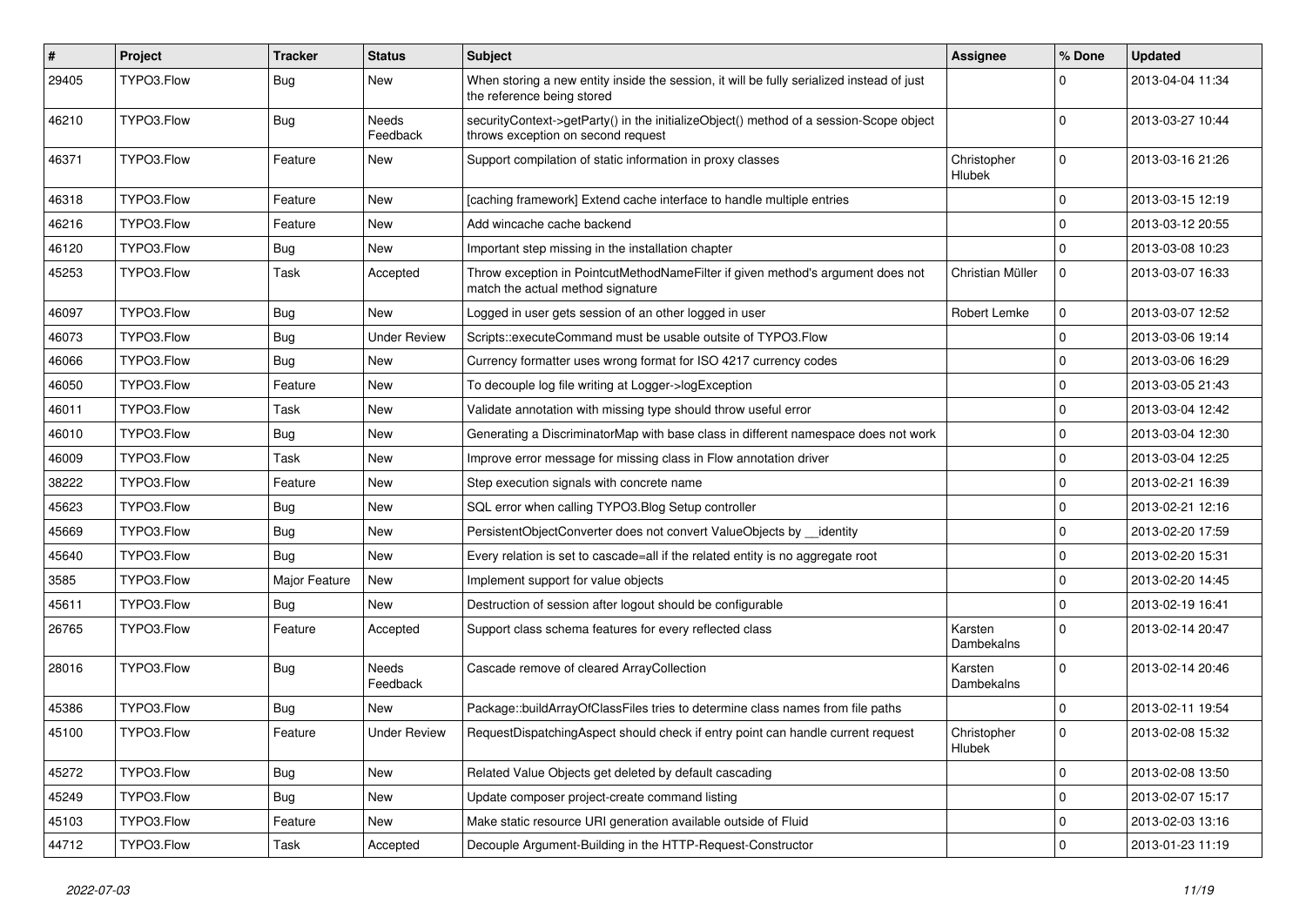| # | Project | Tracker | Status | Subject | Assignee | % Done | Updated |
|---|---|---|---|---|---|---|---|
| 29405 | TYPO3.Flow | Bug | New | When storing a new entity inside the session, it will be fully serialized instead of just the reference being stored | | 0 | 2013-04-04 11:34 |
| 46210 | TYPO3.Flow | Bug | Needs Feedback | securityContext->getParty() in the initializeObject() method of a session-Scope object throws exception on second request | | 0 | 2013-03-27 10:44 |
| 46371 | TYPO3.Flow | Feature | New | Support compilation of static information in proxy classes | Christopher Hlubek | 0 | 2013-03-16 21:26 |
| 46318 | TYPO3.Flow | Feature | New | [caching framework] Extend cache interface to handle multiple entries | | 0 | 2013-03-15 12:19 |
| 46216 | TYPO3.Flow | Feature | New | Add wincache cache backend | | 0 | 2013-03-12 20:55 |
| 46120 | TYPO3.Flow | Bug | New | Important step missing in the installation chapter | | 0 | 2013-03-08 10:23 |
| 45253 | TYPO3.Flow | Task | Accepted | Throw exception in PointcutMethodNameFilter if given method's argument does not match the actual method signature | Christian Müller | 0 | 2013-03-07 16:33 |
| 46097 | TYPO3.Flow | Bug | New | Logged in user gets session of an other logged in user | Robert Lemke | 0 | 2013-03-07 12:52 |
| 46073 | TYPO3.Flow | Bug | Under Review | Scripts::executeCommand must be usable outsite of TYPO3.Flow | | 0 | 2013-03-06 19:14 |
| 46066 | TYPO3.Flow | Bug | New | Currency formatter uses wrong format for ISO 4217 currency codes | | 0 | 2013-03-06 16:29 |
| 46050 | TYPO3.Flow | Feature | New | To decouple log file writing at Logger->logException | | 0 | 2013-03-05 21:43 |
| 46011 | TYPO3.Flow | Task | New | Validate annotation with missing type should throw useful error | | 0 | 2013-03-04 12:42 |
| 46010 | TYPO3.Flow | Bug | New | Generating a DiscriminatorMap with base class in different namespace does not work | | 0 | 2013-03-04 12:30 |
| 46009 | TYPO3.Flow | Task | New | Improve error message for missing class in Flow annotation driver | | 0 | 2013-03-04 12:25 |
| 38222 | TYPO3.Flow | Feature | New | Step execution signals with concrete name | | 0 | 2013-02-21 16:39 |
| 45623 | TYPO3.Flow | Bug | New | SQL error when calling TYPO3.Blog Setup controller | | 0 | 2013-02-21 12:16 |
| 45669 | TYPO3.Flow | Bug | New | PersistentObjectConverter does not convert ValueObjects by __identity | | 0 | 2013-02-20 17:59 |
| 45640 | TYPO3.Flow | Bug | New | Every relation is set to cascade=all if the related entity is no aggregate root | | 0 | 2013-02-20 15:31 |
| 3585 | TYPO3.Flow | Major Feature | New | Implement support for value objects | | 0 | 2013-02-20 14:45 |
| 45611 | TYPO3.Flow | Bug | New | Destruction of session after logout should be configurable | | 0 | 2013-02-19 16:41 |
| 26765 | TYPO3.Flow | Feature | Accepted | Support class schema features for every reflected class | Karsten Dambekalns | 0 | 2013-02-14 20:47 |
| 28016 | TYPO3.Flow | Bug | Needs Feedback | Cascade remove of cleared ArrayCollection | Karsten Dambekalns | 0 | 2013-02-14 20:46 |
| 45386 | TYPO3.Flow | Bug | New | Package::buildArrayOfClassFiles tries to determine class names from file paths | | 0 | 2013-02-11 19:54 |
| 45100 | TYPO3.Flow | Feature | Under Review | RequestDispatchingAspect should check if entry point can handle current request | Christopher Hlubek | 0 | 2013-02-08 15:32 |
| 45272 | TYPO3.Flow | Bug | New | Related Value Objects get deleted by default cascading | | 0 | 2013-02-08 13:50 |
| 45249 | TYPO3.Flow | Bug | New | Update composer project-create command listing | | 0 | 2013-02-07 15:17 |
| 45103 | TYPO3.Flow | Feature | New | Make static resource URI generation available outside of Fluid | | 0 | 2013-02-03 13:16 |
| 44712 | TYPO3.Flow | Task | Accepted | Decouple Argument-Building in the HTTP-Request-Constructor | | 0 | 2013-01-23 11:19 |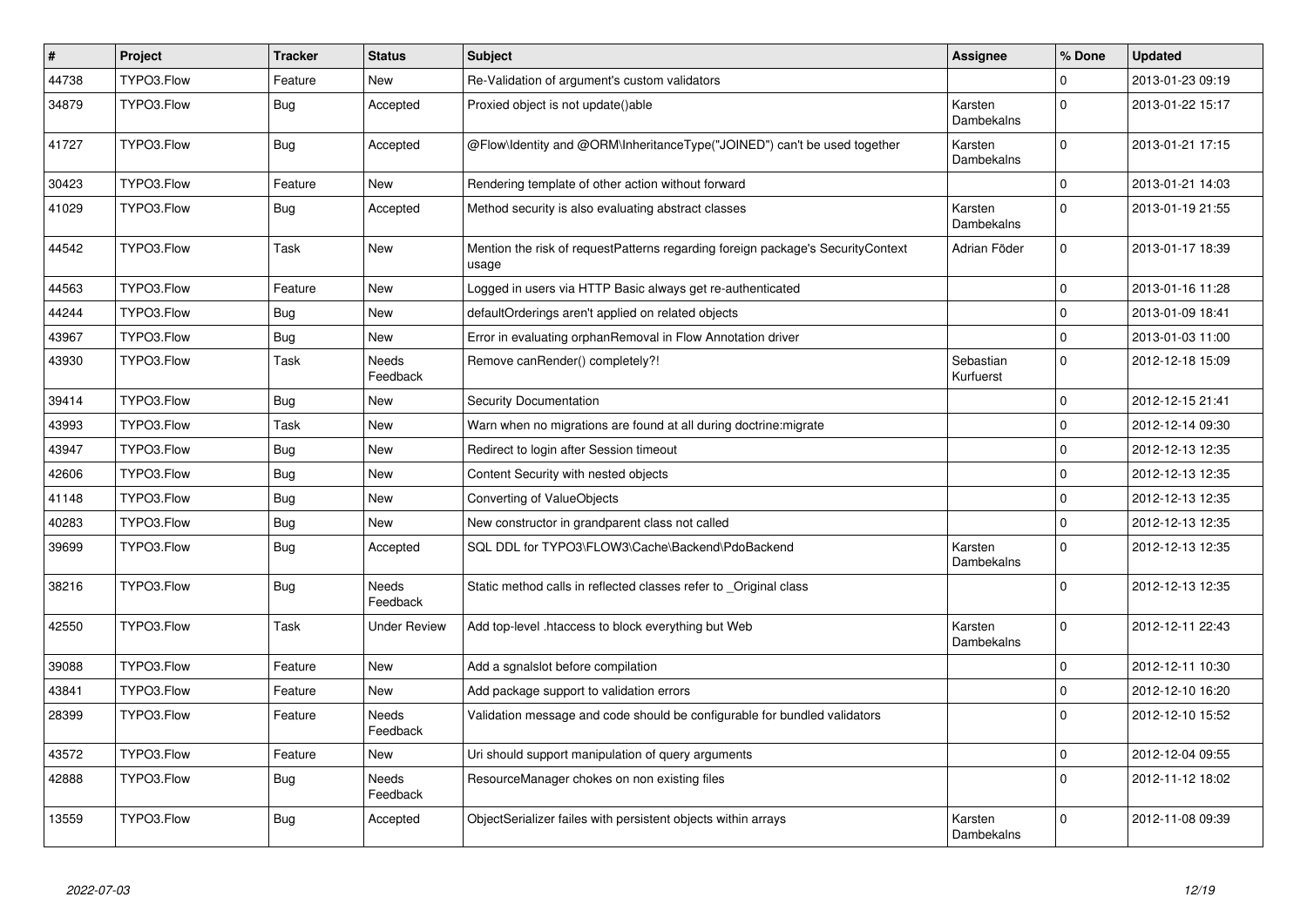| # | Project | Tracker | Status | Subject | Assignee | % Done | Updated |
|---|---|---|---|---|---|---|---|
| 44738 | TYPO3.Flow | Feature | New | Re-Validation of argument's custom validators | | 0 | 2013-01-23 09:19 |
| 34879 | TYPO3.Flow | Bug | Accepted | Proxied object is not update()able | Karsten Dambekalns | 0 | 2013-01-22 15:17 |
| 41727 | TYPO3.Flow | Bug | Accepted | @Flow\Identity and @ORM\InheritanceType("JOINED") can't be used together | Karsten Dambekalns | 0 | 2013-01-21 17:15 |
| 30423 | TYPO3.Flow | Feature | New | Rendering template of other action without forward | | 0 | 2013-01-21 14:03 |
| 41029 | TYPO3.Flow | Bug | Accepted | Method security is also evaluating abstract classes | Karsten Dambekalns | 0 | 2013-01-19 21:55 |
| 44542 | TYPO3.Flow | Task | New | Mention the risk of requestPatterns regarding foreign package's SecurityContext usage | Adrian Föder | 0 | 2013-01-17 18:39 |
| 44563 | TYPO3.Flow | Feature | New | Logged in users via HTTP Basic always get re-authenticated | | 0 | 2013-01-16 11:28 |
| 44244 | TYPO3.Flow | Bug | New | defaultOrderings aren't applied on related objects | | 0 | 2013-01-09 18:41 |
| 43967 | TYPO3.Flow | Bug | New | Error in evaluating orphanRemoval in Flow Annotation driver | | 0 | 2013-01-03 11:00 |
| 43930 | TYPO3.Flow | Task | Needs Feedback | Remove canRender() completely?! | Sebastian Kurfuerst | 0 | 2012-12-18 15:09 |
| 39414 | TYPO3.Flow | Bug | New | Security Documentation | | 0 | 2012-12-15 21:41 |
| 43993 | TYPO3.Flow | Task | New | Warn when no migrations are found at all during doctrine:migrate | | 0 | 2012-12-14 09:30 |
| 43947 | TYPO3.Flow | Bug | New | Redirect to login after Session timeout | | 0 | 2012-12-13 12:35 |
| 42606 | TYPO3.Flow | Bug | New | Content Security with nested objects | | 0 | 2012-12-13 12:35 |
| 41148 | TYPO3.Flow | Bug | New | Converting of ValueObjects | | 0 | 2012-12-13 12:35 |
| 40283 | TYPO3.Flow | Bug | New | New constructor in grandparent class not called | | 0 | 2012-12-13 12:35 |
| 39699 | TYPO3.Flow | Bug | Accepted | SQL DDL for TYPO3\FLOW3\Cache\Backend\PdoBackend | Karsten Dambekalns | 0 | 2012-12-13 12:35 |
| 38216 | TYPO3.Flow | Bug | Needs Feedback | Static method calls in reflected classes refer to _Original class | | 0 | 2012-12-13 12:35 |
| 42550 | TYPO3.Flow | Task | Under Review | Add top-level .htaccess to block everything but Web | Karsten Dambekalns | 0 | 2012-12-11 22:43 |
| 39088 | TYPO3.Flow | Feature | New | Add a sgnalslot before compilation | | 0 | 2012-12-11 10:30 |
| 43841 | TYPO3.Flow | Feature | New | Add package support to validation errors | | 0 | 2012-12-10 16:20 |
| 28399 | TYPO3.Flow | Feature | Needs Feedback | Validation message and code should be configurable for bundled validators | | 0 | 2012-12-10 15:52 |
| 43572 | TYPO3.Flow | Feature | New | Uri should support manipulation of query arguments | | 0 | 2012-12-04 09:55 |
| 42888 | TYPO3.Flow | Bug | Needs Feedback | ResourceManager chokes on non existing files | | 0 | 2012-11-12 18:02 |
| 13559 | TYPO3.Flow | Bug | Accepted | ObjectSerializer failes with persistent objects within arrays | Karsten Dambekalns | 0 | 2012-11-08 09:39 |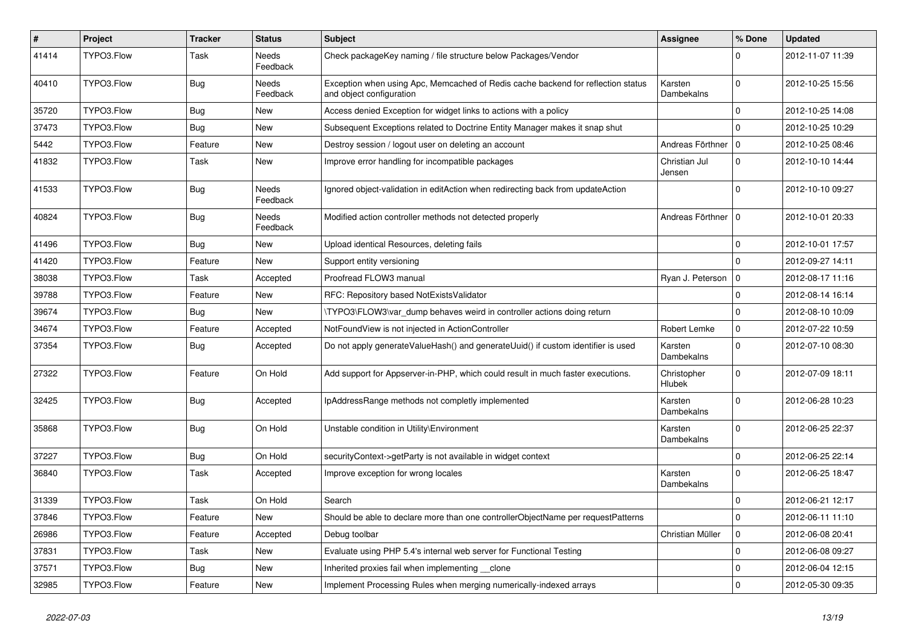| # | Project | Tracker | Status | Subject | Assignee | % Done | Updated |
| --- | --- | --- | --- | --- | --- | --- | --- |
| 41414 | TYPO3.Flow | Task | Needs Feedback | Check packageKey naming / file structure below Packages/Vendor | | 0 | 2012-11-07 11:39 |
| 40410 | TYPO3.Flow | Bug | Needs Feedback | Exception when using Apc, Memcached of Redis cache backend for reflection status and object configuration | Karsten Dambekalns | 0 | 2012-10-25 15:56 |
| 35720 | TYPO3.Flow | Bug | New | Access denied Exception for widget links to actions with a policy | | 0 | 2012-10-25 14:08 |
| 37473 | TYPO3.Flow | Bug | New | Subsequent Exceptions related to Doctrine Entity Manager makes it snap shut | | 0 | 2012-10-25 10:29 |
| 5442 | TYPO3.Flow | Feature | New | Destroy session / logout user on deleting an account | Andreas Förthner | 0 | 2012-10-25 08:46 |
| 41832 | TYPO3.Flow | Task | New | Improve error handling for incompatible packages | Christian Jul Jensen | 0 | 2012-10-10 14:44 |
| 41533 | TYPO3.Flow | Bug | Needs Feedback | Ignored object-validation in editAction when redirecting back from updateAction | | 0 | 2012-10-10 09:27 |
| 40824 | TYPO3.Flow | Bug | Needs Feedback | Modified action controller methods not detected properly | Andreas Förthner | 0 | 2012-10-01 20:33 |
| 41496 | TYPO3.Flow | Bug | New | Upload identical Resources, deleting fails | | 0 | 2012-10-01 17:57 |
| 41420 | TYPO3.Flow | Feature | New | Support entity versioning | | 0 | 2012-09-27 14:11 |
| 38038 | TYPO3.Flow | Task | Accepted | Proofread FLOW3 manual | Ryan J. Peterson | 0 | 2012-08-17 11:16 |
| 39788 | TYPO3.Flow | Feature | New | RFC: Repository based NotExistsValidator | | 0 | 2012-08-14 16:14 |
| 39674 | TYPO3.Flow | Bug | New | \TYPO3\FLOW3\var_dump behaves weird in controller actions doing return | | 0 | 2012-08-10 10:09 |
| 34674 | TYPO3.Flow | Feature | Accepted | NotFoundView is not injected in ActionController | Robert Lemke | 0 | 2012-07-22 10:59 |
| 37354 | TYPO3.Flow | Bug | Accepted | Do not apply generateValueHash() and generateUuid() if custom identifier is used | Karsten Dambekalns | 0 | 2012-07-10 08:30 |
| 27322 | TYPO3.Flow | Feature | On Hold | Add support for Appserver-in-PHP, which could result in much faster executions. | Christopher Hlubek | 0 | 2012-07-09 18:11 |
| 32425 | TYPO3.Flow | Bug | Accepted | IpAddressRange methods not completly implemented | Karsten Dambekalns | 0 | 2012-06-28 10:23 |
| 35868 | TYPO3.Flow | Bug | On Hold | Unstable condition in Utility\Environment | Karsten Dambekalns | 0 | 2012-06-25 22:37 |
| 37227 | TYPO3.Flow | Bug | On Hold | securityContext->getParty is not available in widget context | | 0 | 2012-06-25 22:14 |
| 36840 | TYPO3.Flow | Task | Accepted | Improve exception for wrong locales | Karsten Dambekalns | 0 | 2012-06-25 18:47 |
| 31339 | TYPO3.Flow | Task | On Hold | Search | | 0 | 2012-06-21 12:17 |
| 37846 | TYPO3.Flow | Feature | New | Should be able to declare more than one controllerObjectName per requestPatterns | | 0 | 2012-06-11 11:10 |
| 26986 | TYPO3.Flow | Feature | Accepted | Debug toolbar | Christian Müller | 0 | 2012-06-08 20:41 |
| 37831 | TYPO3.Flow | Task | New | Evaluate using PHP 5.4's internal web server for Functional Testing | | 0 | 2012-06-08 09:27 |
| 37571 | TYPO3.Flow | Bug | New | Inherited proxies fail when implementing __clone | | 0 | 2012-06-04 12:15 |
| 32985 | TYPO3.Flow | Feature | New | Implement Processing Rules when merging numerically-indexed arrays | | 0 | 2012-05-30 09:35 |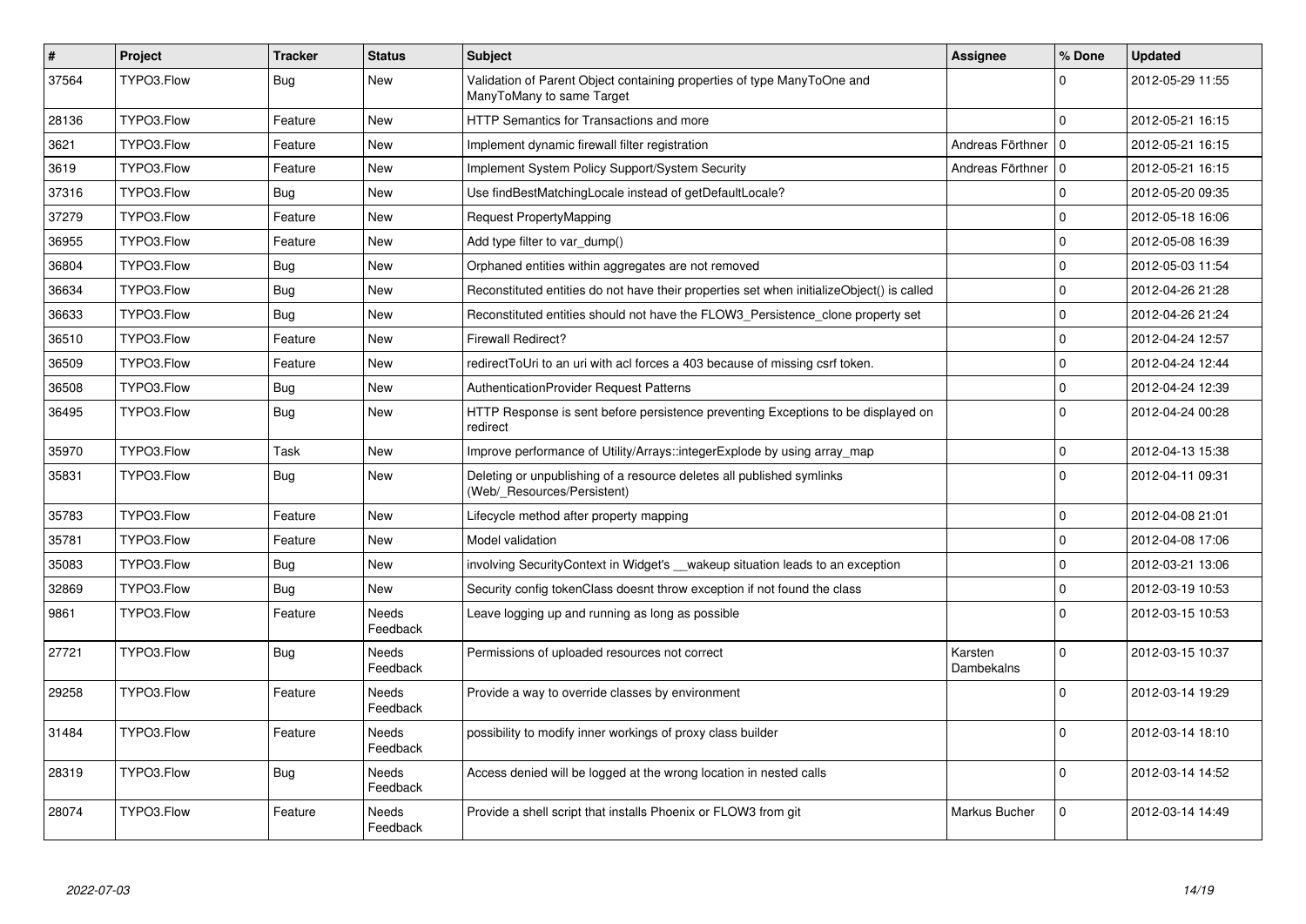| # | Project | Tracker | Status | Subject | Assignee | % Done | Updated |
|---|---|---|---|---|---|---|---|
| 37564 | TYPO3.Flow | Bug | New | Validation of Parent Object containing properties of type ManyToOne and ManyToMany to same Target | | 0 | 2012-05-29 11:55 |
| 28136 | TYPO3.Flow | Feature | New | HTTP Semantics for Transactions and more | | 0 | 2012-05-21 16:15 |
| 3621 | TYPO3.Flow | Feature | New | Implement dynamic firewall filter registration | Andreas Förthner | 0 | 2012-05-21 16:15 |
| 3619 | TYPO3.Flow | Feature | New | Implement System Policy Support/System Security | Andreas Förthner | 0 | 2012-05-21 16:15 |
| 37316 | TYPO3.Flow | Bug | New | Use findBestMatchingLocale instead of getDefaultLocale? | | 0 | 2012-05-20 09:35 |
| 37279 | TYPO3.Flow | Feature | New | Request PropertyMapping | | 0 | 2012-05-18 16:06 |
| 36955 | TYPO3.Flow | Feature | New | Add type filter to var_dump() | | 0 | 2012-05-08 16:39 |
| 36804 | TYPO3.Flow | Bug | New | Orphaned entities within aggregates are not removed | | 0 | 2012-05-03 11:54 |
| 36634 | TYPO3.Flow | Bug | New | Reconstituted entities do not have their properties set when initializeObject() is called | | 0 | 2012-04-26 21:28 |
| 36633 | TYPO3.Flow | Bug | New | Reconstituted entities should not have the FLOW3_Persistence_clone property set | | 0 | 2012-04-26 21:24 |
| 36510 | TYPO3.Flow | Feature | New | Firewall Redirect? | | 0 | 2012-04-24 12:57 |
| 36509 | TYPO3.Flow | Feature | New | redirectToUri to an uri with acl forces a 403 because of missing csrf token. | | 0 | 2012-04-24 12:44 |
| 36508 | TYPO3.Flow | Bug | New | AuthenticationProvider Request Patterns | | 0 | 2012-04-24 12:39 |
| 36495 | TYPO3.Flow | Bug | New | HTTP Response is sent before persistence preventing Exceptions to be displayed on redirect | | 0 | 2012-04-24 00:28 |
| 35970 | TYPO3.Flow | Task | New | Improve performance of Utility/Arrays::integerExplode by using array_map | | 0 | 2012-04-13 15:38 |
| 35831 | TYPO3.Flow | Bug | New | Deleting or unpublishing of a resource deletes all published symlinks (Web/_Resources/Persistent) | | 0 | 2012-04-11 09:31 |
| 35783 | TYPO3.Flow | Feature | New | Lifecycle method after property mapping | | 0 | 2012-04-08 21:01 |
| 35781 | TYPO3.Flow | Feature | New | Model validation | | 0 | 2012-04-08 17:06 |
| 35083 | TYPO3.Flow | Bug | New | involving SecurityContext in Widget's __wakeup situation leads to an exception | | 0 | 2012-03-21 13:06 |
| 32869 | TYPO3.Flow | Bug | New | Security config tokenClass doesnt throw exception if not found the class | | 0 | 2012-03-19 10:53 |
| 9861 | TYPO3.Flow | Feature | Needs Feedback | Leave logging up and running as long as possible | | 0 | 2012-03-15 10:53 |
| 27721 | TYPO3.Flow | Bug | Needs Feedback | Permissions of uploaded resources not correct | Karsten Dambekalns | 0 | 2012-03-15 10:37 |
| 29258 | TYPO3.Flow | Feature | Needs Feedback | Provide a way to override classes by environment | | 0 | 2012-03-14 19:29 |
| 31484 | TYPO3.Flow | Feature | Needs Feedback | possibility to modify inner workings of proxy class builder | | 0 | 2012-03-14 18:10 |
| 28319 | TYPO3.Flow | Bug | Needs Feedback | Access denied will be logged at the wrong location in nested calls | | 0 | 2012-03-14 14:52 |
| 28074 | TYPO3.Flow | Feature | Needs Feedback | Provide a shell script that installs Phoenix or FLOW3 from git | Markus Bucher | 0 | 2012-03-14 14:49 |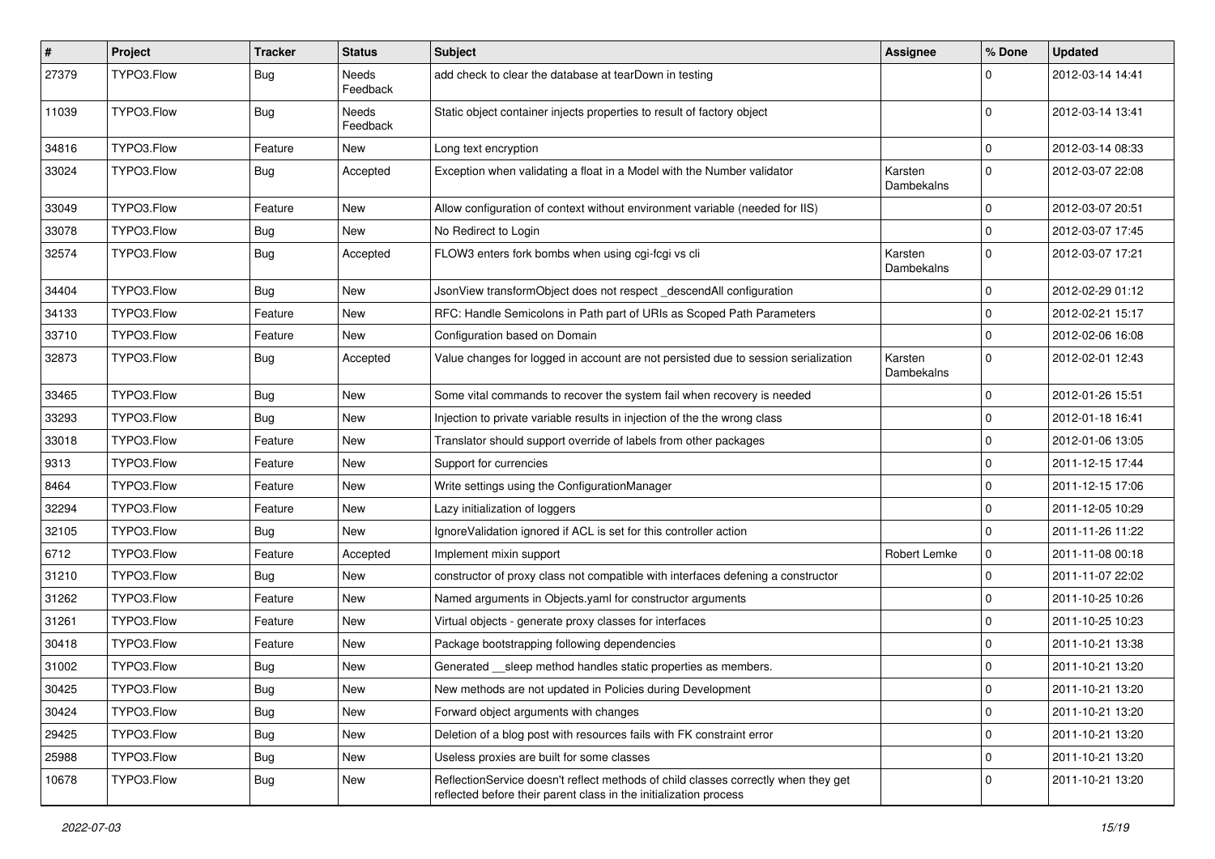| # | Project | Tracker | Status | Subject | Assignee | % Done | Updated |
|---|---|---|---|---|---|---|---|
| 27379 | TYPO3.Flow | Bug | Needs Feedback | add check to clear the database at tearDown in testing | | 0 | 2012-03-14 14:41 |
| 11039 | TYPO3.Flow | Bug | Needs Feedback | Static object container injects properties to result of factory object | | 0 | 2012-03-14 13:41 |
| 34816 | TYPO3.Flow | Feature | New | Long text encryption | | 0 | 2012-03-14 08:33 |
| 33024 | TYPO3.Flow | Bug | Accepted | Exception when validating a float in a Model with the Number validator | Karsten Dambekalns | 0 | 2012-03-07 22:08 |
| 33049 | TYPO3.Flow | Feature | New | Allow configuration of context without environment variable (needed for IIS) | | 0 | 2012-03-07 20:51 |
| 33078 | TYPO3.Flow | Bug | New | No Redirect to Login | | 0 | 2012-03-07 17:45 |
| 32574 | TYPO3.Flow | Bug | Accepted | FLOW3 enters fork bombs when using cgi-fcgi vs cli | Karsten Dambekalns | 0 | 2012-03-07 17:21 |
| 34404 | TYPO3.Flow | Bug | New | JsonView transformObject does not respect _descendAll configuration | | 0 | 2012-02-29 01:12 |
| 34133 | TYPO3.Flow | Feature | New | RFC: Handle Semicolons in Path part of URIs as Scoped Path Parameters | | 0 | 2012-02-21 15:17 |
| 33710 | TYPO3.Flow | Feature | New | Configuration based on Domain | | 0 | 2012-02-06 16:08 |
| 32873 | TYPO3.Flow | Bug | Accepted | Value changes for logged in account are not persisted due to session serialization | Karsten Dambekalns | 0 | 2012-02-01 12:43 |
| 33465 | TYPO3.Flow | Bug | New | Some vital commands to recover the system fail when recovery is needed | | 0 | 2012-01-26 15:51 |
| 33293 | TYPO3.Flow | Bug | New | Injection to private variable results in injection of the the wrong class | | 0 | 2012-01-18 16:41 |
| 33018 | TYPO3.Flow | Feature | New | Translator should support override of labels from other packages | | 0 | 2012-01-06 13:05 |
| 9313 | TYPO3.Flow | Feature | New | Support for currencies | | 0 | 2011-12-15 17:44 |
| 8464 | TYPO3.Flow | Feature | New | Write settings using the ConfigurationManager | | 0 | 2011-12-15 17:06 |
| 32294 | TYPO3.Flow | Feature | New | Lazy initialization of loggers | | 0 | 2011-12-05 10:29 |
| 32105 | TYPO3.Flow | Bug | New | IgnoreValidation ignored if ACL is set for this controller action | | 0 | 2011-11-26 11:22 |
| 6712 | TYPO3.Flow | Feature | Accepted | Implement mixin support | Robert Lemke | 0 | 2011-11-08 00:18 |
| 31210 | TYPO3.Flow | Bug | New | constructor of proxy class not compatible with interfaces defening a constructor | | 0 | 2011-11-07 22:02 |
| 31262 | TYPO3.Flow | Feature | New | Named arguments in Objects.yaml for constructor arguments | | 0 | 2011-10-25 10:26 |
| 31261 | TYPO3.Flow | Feature | New | Virtual objects - generate proxy classes for interfaces | | 0 | 2011-10-25 10:23 |
| 30418 | TYPO3.Flow | Feature | New | Package bootstrapping following dependencies | | 0 | 2011-10-21 13:38 |
| 31002 | TYPO3.Flow | Bug | New | Generated __sleep method handles static properties as members. | | 0 | 2011-10-21 13:20 |
| 30425 | TYPO3.Flow | Bug | New | New methods are not updated in Policies during Development | | 0 | 2011-10-21 13:20 |
| 30424 | TYPO3.Flow | Bug | New | Forward object arguments with changes | | 0 | 2011-10-21 13:20 |
| 29425 | TYPO3.Flow | Bug | New | Deletion of a blog post with resources fails with FK constraint error | | 0 | 2011-10-21 13:20 |
| 25988 | TYPO3.Flow | Bug | New | Useless proxies are built for some classes | | 0 | 2011-10-21 13:20 |
| 10678 | TYPO3.Flow | Bug | New | ReflectionService doesn't reflect methods of child classes correctly when they get reflected before their parent class in the initialization process | | 0 | 2011-10-21 13:20 |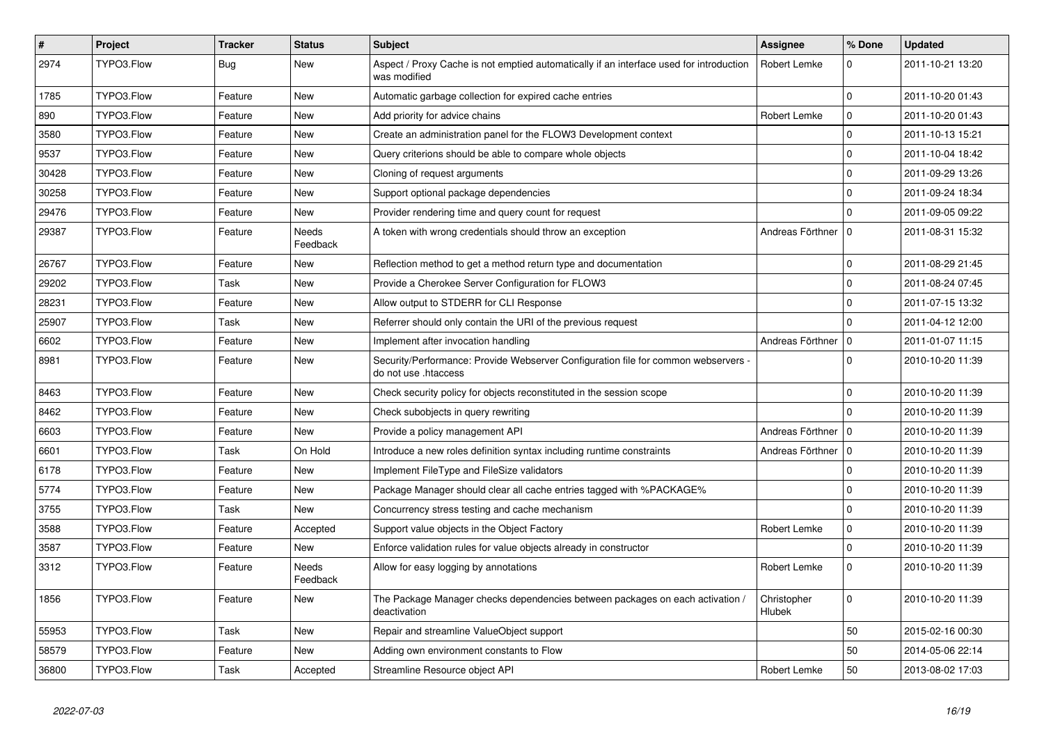| # | Project | Tracker | Status | Subject | Assignee | % Done | Updated |
|---|---|---|---|---|---|---|---|
| 2974 | TYPO3.Flow | Bug | New | Aspect / Proxy Cache is not emptied automatically if an interface used for introduction was modified | Robert Lemke | 0 | 2011-10-21 13:20 |
| 1785 | TYPO3.Flow | Feature | New | Automatic garbage collection for expired cache entries | | 0 | 2011-10-20 01:43 |
| 890 | TYPO3.Flow | Feature | New | Add priority for advice chains | Robert Lemke | 0 | 2011-10-20 01:43 |
| 3580 | TYPO3.Flow | Feature | New | Create an administration panel for the FLOW3 Development context | | 0 | 2011-10-13 15:21 |
| 9537 | TYPO3.Flow | Feature | New | Query criterions should be able to compare whole objects | | 0 | 2011-10-04 18:42 |
| 30428 | TYPO3.Flow | Feature | New | Cloning of request arguments | | 0 | 2011-09-29 13:26 |
| 30258 | TYPO3.Flow | Feature | New | Support optional package dependencies | | 0 | 2011-09-24 18:34 |
| 29476 | TYPO3.Flow | Feature | New | Provider rendering time and query count for request | | 0 | 2011-09-05 09:22 |
| 29387 | TYPO3.Flow | Feature | Needs Feedback | A token with wrong credentials should throw an exception | Andreas Förthner | 0 | 2011-08-31 15:32 |
| 26767 | TYPO3.Flow | Feature | New | Reflection method to get a method return type and documentation | | 0 | 2011-08-29 21:45 |
| 29202 | TYPO3.Flow | Task | New | Provide a Cherokee Server Configuration for FLOW3 | | 0 | 2011-08-24 07:45 |
| 28231 | TYPO3.Flow | Feature | New | Allow output to STDERR for CLI Response | | 0 | 2011-07-15 13:32 |
| 25907 | TYPO3.Flow | Task | New | Referrer should only contain the URI of the previous request | | 0 | 2011-04-12 12:00 |
| 6602 | TYPO3.Flow | Feature | New | Implement after invocation handling | Andreas Förthner | 0 | 2011-01-07 11:15 |
| 8981 | TYPO3.Flow | Feature | New | Security/Performance: Provide Webserver Configuration file for common webservers - do not use .htaccess | | 0 | 2010-10-20 11:39 |
| 8463 | TYPO3.Flow | Feature | New | Check security policy for objects reconstituted in the session scope | | 0 | 2010-10-20 11:39 |
| 8462 | TYPO3.Flow | Feature | New | Check subobjects in query rewriting | | 0 | 2010-10-20 11:39 |
| 6603 | TYPO3.Flow | Feature | New | Provide a policy management API | Andreas Förthner | 0 | 2010-10-20 11:39 |
| 6601 | TYPO3.Flow | Task | On Hold | Introduce a new roles definition syntax including runtime constraints | Andreas Förthner | 0 | 2010-10-20 11:39 |
| 6178 | TYPO3.Flow | Feature | New | Implement FileType and FileSize validators | | 0 | 2010-10-20 11:39 |
| 5774 | TYPO3.Flow | Feature | New | Package Manager should clear all cache entries tagged with %PACKAGE% | | 0 | 2010-10-20 11:39 |
| 3755 | TYPO3.Flow | Task | New | Concurrency stress testing and cache mechanism | | 0 | 2010-10-20 11:39 |
| 3588 | TYPO3.Flow | Feature | Accepted | Support value objects in the Object Factory | Robert Lemke | 0 | 2010-10-20 11:39 |
| 3587 | TYPO3.Flow | Feature | New | Enforce validation rules for value objects already in constructor | | 0 | 2010-10-20 11:39 |
| 3312 | TYPO3.Flow | Feature | Needs Feedback | Allow for easy logging by annotations | Robert Lemke | 0 | 2010-10-20 11:39 |
| 1856 | TYPO3.Flow | Feature | New | The Package Manager checks dependencies between packages on each activation / deactivation | Christopher Hlubek | 0 | 2010-10-20 11:39 |
| 55953 | TYPO3.Flow | Task | New | Repair and streamline ValueObject support | | 50 | 2015-02-16 00:30 |
| 58579 | TYPO3.Flow | Feature | New | Adding own environment constants to Flow | | 50 | 2014-05-06 22:14 |
| 36800 | TYPO3.Flow | Task | Accepted | Streamline Resource object API | Robert Lemke | 50 | 2013-08-02 17:03 |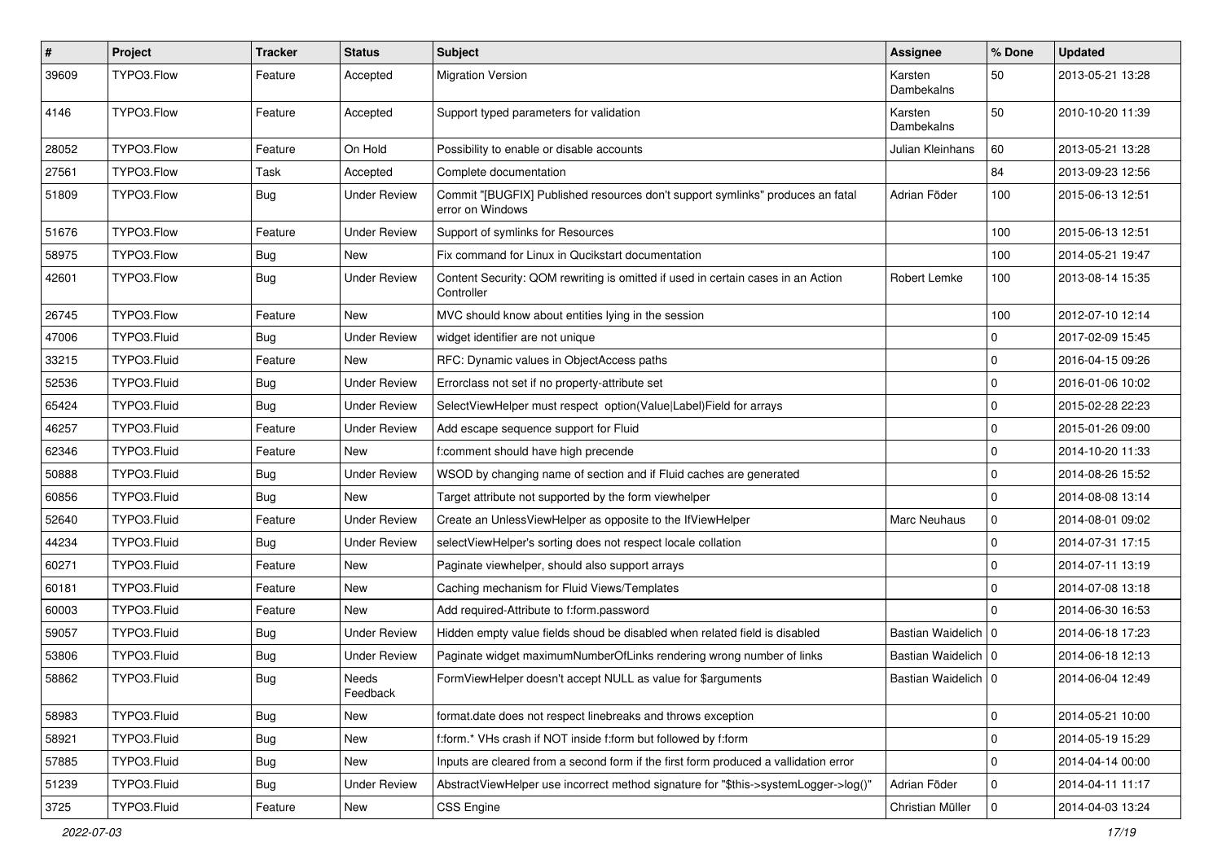| # | Project | Tracker | Status | Subject | Assignee | % Done | Updated |
|---|---|---|---|---|---|---|---|
| 39609 | TYPO3.Flow | Feature | Accepted | Migration Version | Karsten Dambekalns | 50 | 2013-05-21 13:28 |
| 4146 | TYPO3.Flow | Feature | Accepted | Support typed parameters for validation | Karsten Dambekalns | 50 | 2010-10-20 11:39 |
| 28052 | TYPO3.Flow | Feature | On Hold | Possibility to enable or disable accounts | Julian Kleinhans | 60 | 2013-05-21 13:28 |
| 27561 | TYPO3.Flow | Task | Accepted | Complete documentation | | 84 | 2013-09-23 12:56 |
| 51809 | TYPO3.Flow | Bug | Under Review | Commit "[BUGFIX] Published resources don't support symlinks" produces an fatal error on Windows | Adrian Föder | 100 | 2015-06-13 12:51 |
| 51676 | TYPO3.Flow | Feature | Under Review | Support of symlinks for Resources | | 100 | 2015-06-13 12:51 |
| 58975 | TYPO3.Flow | Bug | New | Fix command for Linux in Qucikstart documentation | | 100 | 2014-05-21 19:47 |
| 42601 | TYPO3.Flow | Bug | Under Review | Content Security: QOM rewriting is omitted if used in certain cases in an Action Controller | Robert Lemke | 100 | 2013-08-14 15:35 |
| 26745 | TYPO3.Flow | Feature | New | MVC should know about entities lying in the session | | 100 | 2012-07-10 12:14 |
| 47006 | TYPO3.Fluid | Bug | Under Review | widget identifier are not unique | | 0 | 2017-02-09 15:45 |
| 33215 | TYPO3.Fluid | Feature | New | RFC: Dynamic values in ObjectAccess paths | | 0 | 2016-04-15 09:26 |
| 52536 | TYPO3.Fluid | Bug | Under Review | Errorclass not set if no property-attribute set | | 0 | 2016-01-06 10:02 |
| 65424 | TYPO3.Fluid | Bug | Under Review | SelectViewHelper must respect option(Value\|Label)Field for arrays | | 0 | 2015-02-28 22:23 |
| 46257 | TYPO3.Fluid | Feature | Under Review | Add escape sequence support for Fluid | | 0 | 2015-01-26 09:00 |
| 62346 | TYPO3.Fluid | Feature | New | f:comment should have high precende | | 0 | 2014-10-20 11:33 |
| 50888 | TYPO3.Fluid | Bug | Under Review | WSOD by changing name of section and if Fluid caches are generated | | 0 | 2014-08-26 15:52 |
| 60856 | TYPO3.Fluid | Bug | New | Target attribute not supported by the form viewhelper | | 0 | 2014-08-08 13:14 |
| 52640 | TYPO3.Fluid | Feature | Under Review | Create an UnlessViewHelper as opposite to the IfViewHelper | Marc Neuhaus | 0 | 2014-08-01 09:02 |
| 44234 | TYPO3.Fluid | Bug | Under Review | selectViewHelper's sorting does not respect locale collation | | 0 | 2014-07-31 17:15 |
| 60271 | TYPO3.Fluid | Feature | New | Paginate viewhelper, should also support arrays | | 0 | 2014-07-11 13:19 |
| 60181 | TYPO3.Fluid | Feature | New | Caching mechanism for Fluid Views/Templates | | 0 | 2014-07-08 13:18 |
| 60003 | TYPO3.Fluid | Feature | New | Add required-Attribute to f:form.password | | 0 | 2014-06-30 16:53 |
| 59057 | TYPO3.Fluid | Bug | Under Review | Hidden empty value fields shoud be disabled when related field is disabled | Bastian Waidelich | 0 | 2014-06-18 17:23 |
| 53806 | TYPO3.Fluid | Bug | Under Review | Paginate widget maximumNumberOfLinks rendering wrong number of links | Bastian Waidelich | 0 | 2014-06-18 12:13 |
| 58862 | TYPO3.Fluid | Bug | Needs Feedback | FormViewHelper doesn't accept NULL as value for $arguments | Bastian Waidelich | 0 | 2014-06-04 12:49 |
| 58983 | TYPO3.Fluid | Bug | New | format.date does not respect linebreaks and throws exception | | 0 | 2014-05-21 10:00 |
| 58921 | TYPO3.Fluid | Bug | New | f:form.* VHs crash if NOT inside f:form but followed by f:form | | 0 | 2014-05-19 15:29 |
| 57885 | TYPO3.Fluid | Bug | New | Inputs are cleared from a second form if the first form produced a vallidation error | | 0 | 2014-04-14 00:00 |
| 51239 | TYPO3.Fluid | Bug | Under Review | AbstractViewHelper use incorrect method signature for "$this->systemLogger->log()" | Adrian Föder | 0 | 2014-04-11 11:17 |
| 3725 | TYPO3.Fluid | Feature | New | CSS Engine | Christian Müller | 0 | 2014-04-03 13:24 |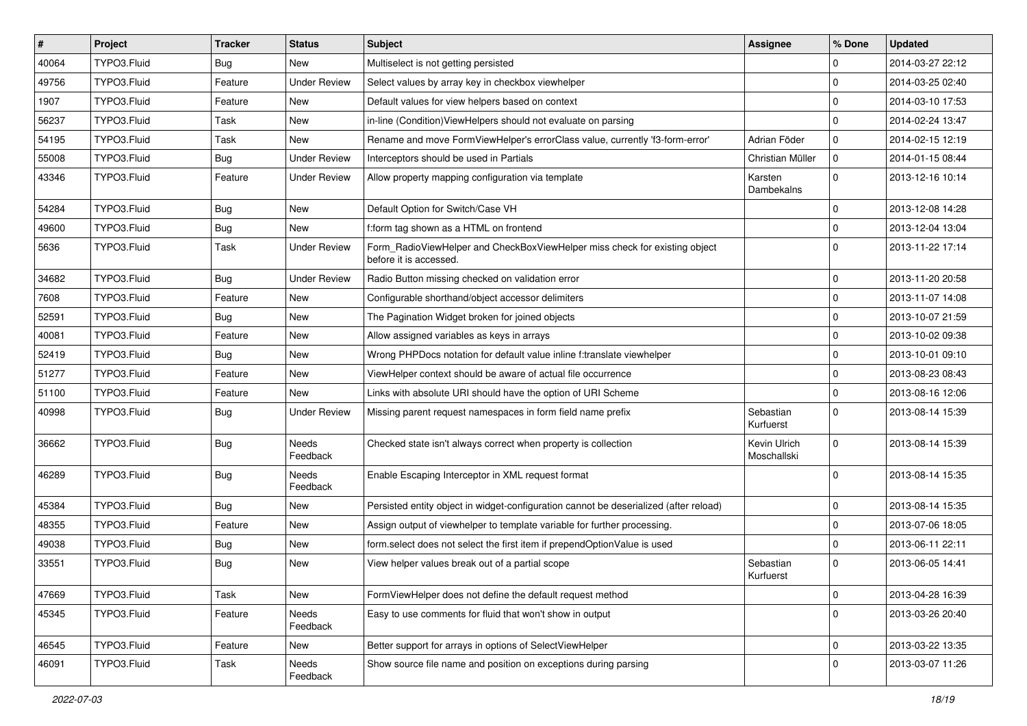| # | Project | Tracker | Status | Subject | Assignee | % Done | Updated |
|---|---|---|---|---|---|---|---|
| 40064 | TYPO3.Fluid | Bug | New | Multiselect is not getting persisted | | 0 | 2014-03-27 22:12 |
| 49756 | TYPO3.Fluid | Feature | Under Review | Select values by array key in checkbox viewhelper | | 0 | 2014-03-25 02:40 |
| 1907 | TYPO3.Fluid | Feature | New | Default values for view helpers based on context | | 0 | 2014-03-10 17:53 |
| 56237 | TYPO3.Fluid | Task | New | in-line (Condition)ViewHelpers should not evaluate on parsing | | 0 | 2014-02-24 13:47 |
| 54195 | TYPO3.Fluid | Task | New | Rename and move FormViewHelper's errorClass value, currently 'f3-form-error' | Adrian Föder | 0 | 2014-02-15 12:19 |
| 55008 | TYPO3.Fluid | Bug | Under Review | Interceptors should be used in Partials | Christian Müller | 0 | 2014-01-15 08:44 |
| 43346 | TYPO3.Fluid | Feature | Under Review | Allow property mapping configuration via template | Karsten Dambekalns | 0 | 2013-12-16 10:14 |
| 54284 | TYPO3.Fluid | Bug | New | Default Option for Switch/Case VH | | 0 | 2013-12-08 14:28 |
| 49600 | TYPO3.Fluid | Bug | New | f:form tag shown as a HTML on frontend | | 0 | 2013-12-04 13:04 |
| 5636 | TYPO3.Fluid | Task | Under Review | Form_RadioViewHelper and CheckBoxViewHelper miss check for existing object before it is accessed. | | 0 | 2013-11-22 17:14 |
| 34682 | TYPO3.Fluid | Bug | Under Review | Radio Button missing checked on validation error | | 0 | 2013-11-20 20:58 |
| 7608 | TYPO3.Fluid | Feature | New | Configurable shorthand/object accessor delimiters | | 0 | 2013-11-07 14:08 |
| 52591 | TYPO3.Fluid | Bug | New | The Pagination Widget broken for joined objects | | 0 | 2013-10-07 21:59 |
| 40081 | TYPO3.Fluid | Feature | New | Allow assigned variables as keys in arrays | | 0 | 2013-10-02 09:38 |
| 52419 | TYPO3.Fluid | Bug | New | Wrong PHPDocs notation for default value inline f:translate viewhelper | | 0 | 2013-10-01 09:10 |
| 51277 | TYPO3.Fluid | Feature | New | ViewHelper context should be aware of actual file occurrence | | 0 | 2013-08-23 08:43 |
| 51100 | TYPO3.Fluid | Feature | New | Links with absolute URI should have the option of URI Scheme | | 0 | 2013-08-16 12:06 |
| 40998 | TYPO3.Fluid | Bug | Under Review | Missing parent request namespaces in form field name prefix | Sebastian Kurfuerst | 0 | 2013-08-14 15:39 |
| 36662 | TYPO3.Fluid | Bug | Needs Feedback | Checked state isn't always correct when property is collection | Kevin Ulrich Moschallski | 0 | 2013-08-14 15:39 |
| 46289 | TYPO3.Fluid | Bug | Needs Feedback | Enable Escaping Interceptor in XML request format | | 0 | 2013-08-14 15:35 |
| 45384 | TYPO3.Fluid | Bug | New | Persisted entity object in widget-configuration cannot be deserialized (after reload) | | 0 | 2013-08-14 15:35 |
| 48355 | TYPO3.Fluid | Feature | New | Assign output of viewhelper to template variable for further processing. | | 0 | 2013-07-06 18:05 |
| 49038 | TYPO3.Fluid | Bug | New | form.select does not select the first item if prependOptionValue is used | | 0 | 2013-06-11 22:11 |
| 33551 | TYPO3.Fluid | Bug | New | View helper values break out of a partial scope | Sebastian Kurfuerst | 0 | 2013-06-05 14:41 |
| 47669 | TYPO3.Fluid | Task | New | FormViewHelper does not define the default request method | | 0 | 2013-04-28 16:39 |
| 45345 | TYPO3.Fluid | Feature | Needs Feedback | Easy to use comments for fluid that won't show in output | | 0 | 2013-03-26 20:40 |
| 46545 | TYPO3.Fluid | Feature | New | Better support for arrays in options of SelectViewHelper | | 0 | 2013-03-22 13:35 |
| 46091 | TYPO3.Fluid | Task | Needs Feedback | Show source file name and position on exceptions during parsing | | 0 | 2013-03-07 11:26 |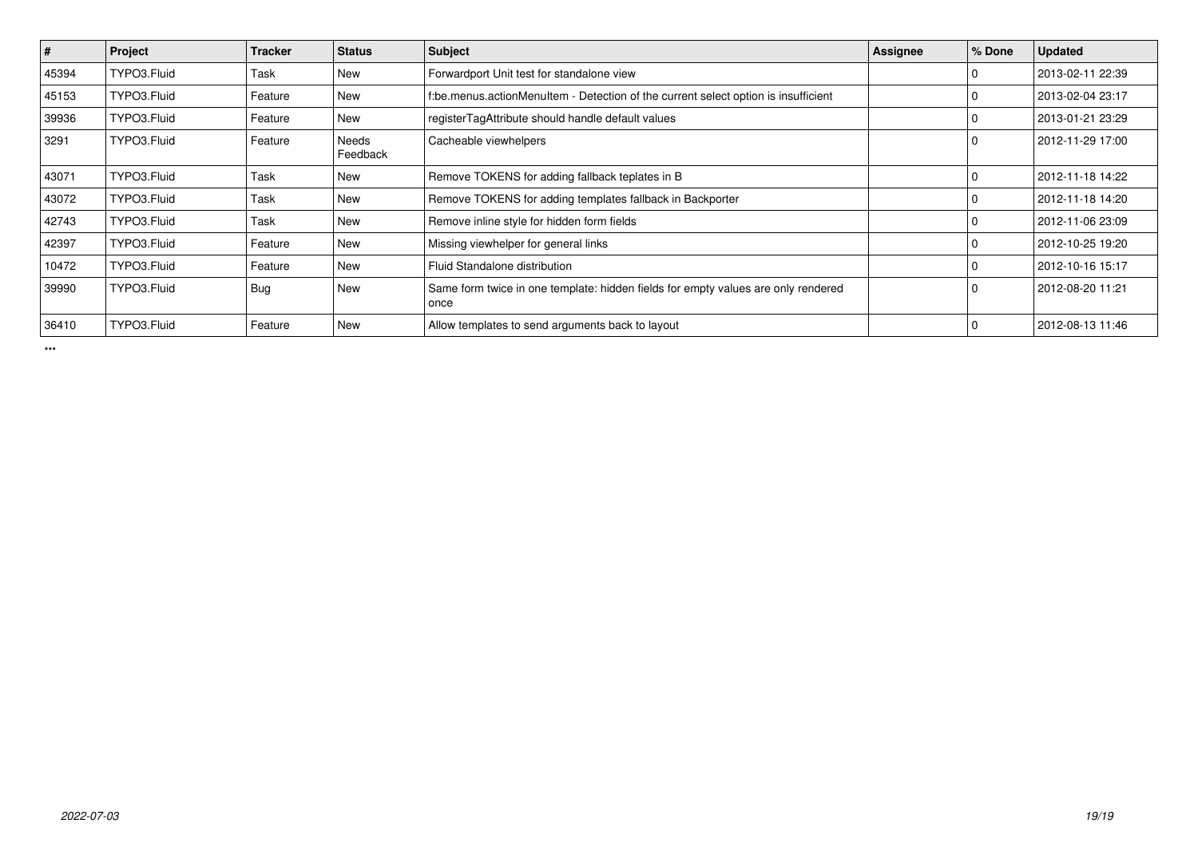| # | Project | Tracker | Status | Subject | Assignee | % Done | Updated |
|---|---|---|---|---|---|---|---|
| 45394 | TYPO3.Fluid | Task | New | Forwardport Unit test for standalone view | | 0 | 2013-02-11 22:39 |
| 45153 | TYPO3.Fluid | Feature | New | f:be.menus.actionMenuItem - Detection of the current select option is insufficient | | 0 | 2013-02-04 23:17 |
| 39936 | TYPO3.Fluid | Feature | New | registerTagAttribute should handle default values | | 0 | 2013-01-21 23:29 |
| 3291 | TYPO3.Fluid | Feature | Needs Feedback | Cacheable viewhelpers | | 0 | 2012-11-29 17:00 |
| 43071 | TYPO3.Fluid | Task | New | Remove TOKENS for adding fallback teplates in B | | 0 | 2012-11-18 14:22 |
| 43072 | TYPO3.Fluid | Task | New | Remove TOKENS for adding templates fallback in Backporter | | 0 | 2012-11-18 14:20 |
| 42743 | TYPO3.Fluid | Task | New | Remove inline style for hidden form fields | | 0 | 2012-11-06 23:09 |
| 42397 | TYPO3.Fluid | Feature | New | Missing viewhelper for general links | | 0 | 2012-10-25 19:20 |
| 10472 | TYPO3.Fluid | Feature | New | Fluid Standalone distribution | | 0 | 2012-10-16 15:17 |
| 39990 | TYPO3.Fluid | Bug | New | Same form twice in one template: hidden fields for empty values are only rendered once | | 0 | 2012-08-20 11:21 |
| 36410 | TYPO3.Fluid | Feature | New | Allow templates to send arguments back to layout | | 0 | 2012-08-13 11:46 |

...

*2022-07-03*